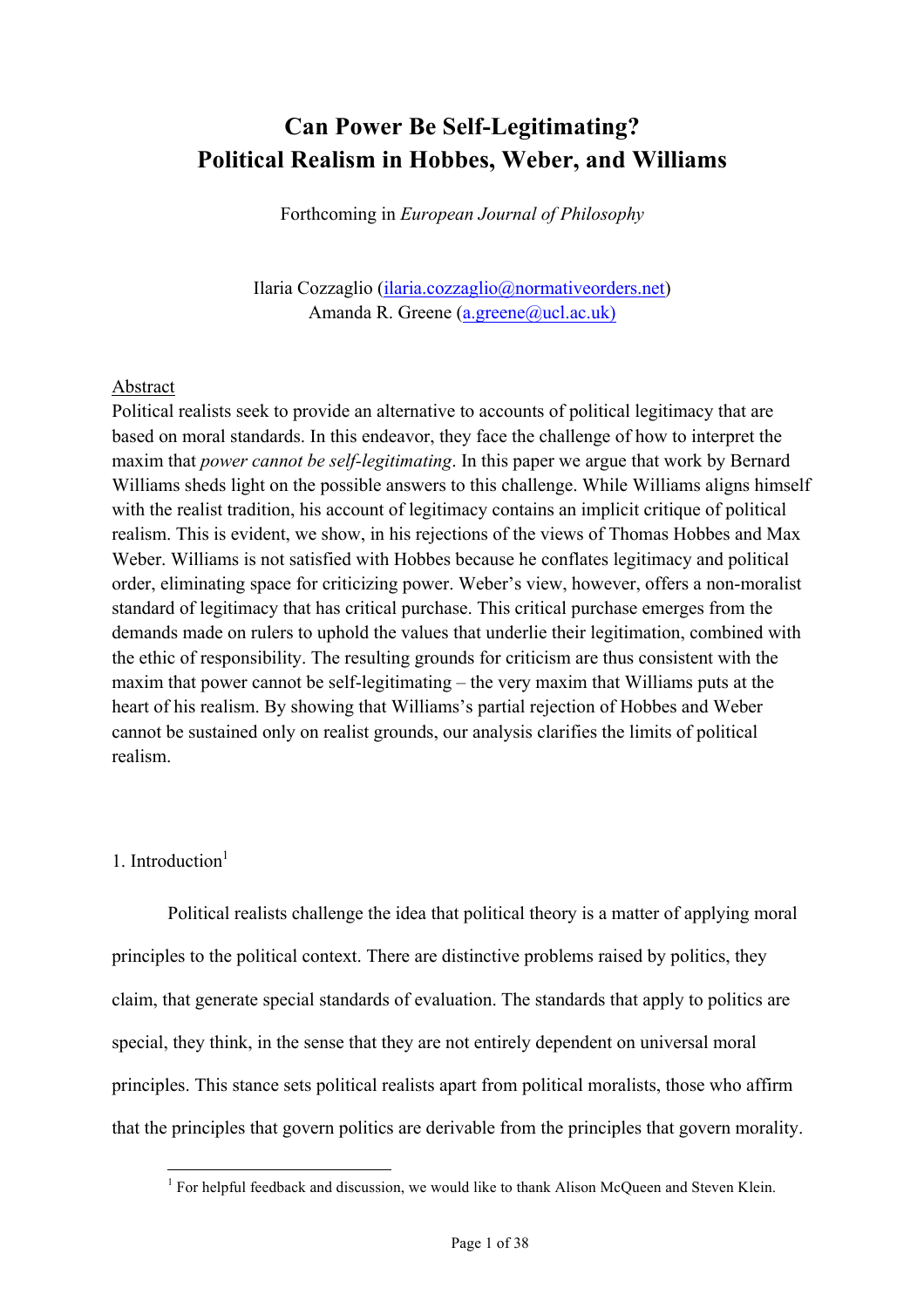# Can Power Be Self-Legitimating?
# Political Realism in Hobbes, Weber, and Williams

Forthcoming in *European Journal of Philosophy*

Ilaria Cozzaglio (ilaria.cozzaglio@normativeorders.net)
Amanda R. Greene (a.greene@ucl.ac.uk)

## Abstract

Political realists seek to provide an alternative to accounts of political legitimacy that are based on moral standards. In this endeavor, they face the challenge of how to interpret the maxim that *power cannot be self-legitimating*. In this paper we argue that work by Bernard Williams sheds light on the possible answers to this challenge. While Williams aligns himself with the realist tradition, his account of legitimacy contains an implicit critique of political realism. This is evident, we show, in his rejections of the views of Thomas Hobbes and Max Weber. Williams is not satisfied with Hobbes because he conflates legitimacy and political order, eliminating space for criticizing power. Weber's view, however, offers a non-moralist standard of legitimacy that has critical purchase. This critical purchase emerges from the demands made on rulers to uphold the values that underlie their legitimation, combined with the ethic of responsibility. The resulting grounds for criticism are thus consistent with the maxim that power cannot be self-legitimating – the very maxim that Williams puts at the heart of his realism. By showing that Williams's partial rejection of Hobbes and Weber cannot be sustained only on realist grounds, our analysis clarifies the limits of political realism.

## 1. Introduction[1]

Political realists challenge the idea that political theory is a matter of applying moral principles to the political context. There are distinctive problems raised by politics, they claim, that generate special standards of evaluation. The standards that apply to politics are special, they think, in the sense that they are not entirely dependent on universal moral principles. This stance sets political realists apart from political moralists, those who affirm that the principles that govern politics are derivable from the principles that govern morality.

[1] For helpful feedback and discussion, we would like to thank Alison McQueen and Steven Klein.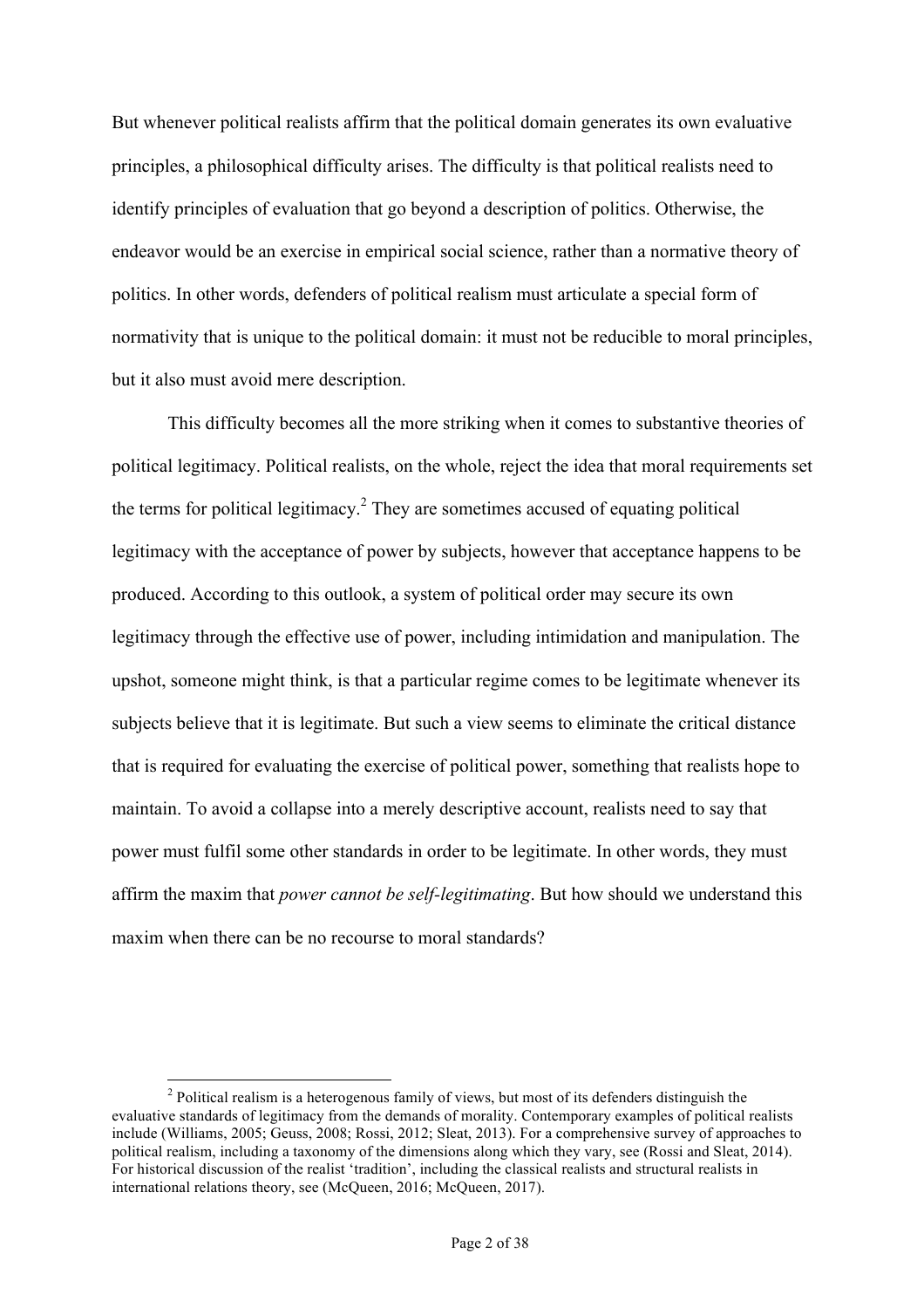But whenever political realists affirm that the political domain generates its own evaluative principles, a philosophical difficulty arises. The difficulty is that political realists need to identify principles of evaluation that go beyond a description of politics. Otherwise, the endeavor would be an exercise in empirical social science, rather than a normative theory of politics. In other words, defenders of political realism must articulate a special form of normativity that is unique to the political domain: it must not be reducible to moral principles, but it also must avoid mere description.

This difficulty becomes all the more striking when it comes to substantive theories of political legitimacy. Political realists, on the whole, reject the idea that moral requirements set the terms for political legitimacy.[2] They are sometimes accused of equating political legitimacy with the acceptance of power by subjects, however that acceptance happens to be produced. According to this outlook, a system of political order may secure its own legitimacy through the effective use of power, including intimidation and manipulation. The upshot, someone might think, is that a particular regime comes to be legitimate whenever its subjects believe that it is legitimate. But such a view seems to eliminate the critical distance that is required for evaluating the exercise of political power, something that realists hope to maintain. To avoid a collapse into a merely descriptive account, realists need to say that power must fulfil some other standards in order to be legitimate. In other words, they must affirm the maxim that *power cannot be self-legitimating*. But how should we understand this maxim when there can be no recourse to moral standards?

---

[2] Political realism is a heterogenous family of views, but most of its defenders distinguish the evaluative standards of legitimacy from the demands of morality. Contemporary examples of political realists include (Williams, 2005; Geuss, 2008; Rossi, 2012; Sleat, 2013). For a comprehensive survey of approaches to political realism, including a taxonomy of the dimensions along which they vary, see (Rossi and Sleat, 2014). For historical discussion of the realist 'tradition', including the classical realists and structural realists in international relations theory, see (McQueen, 2016; McQueen, 2017).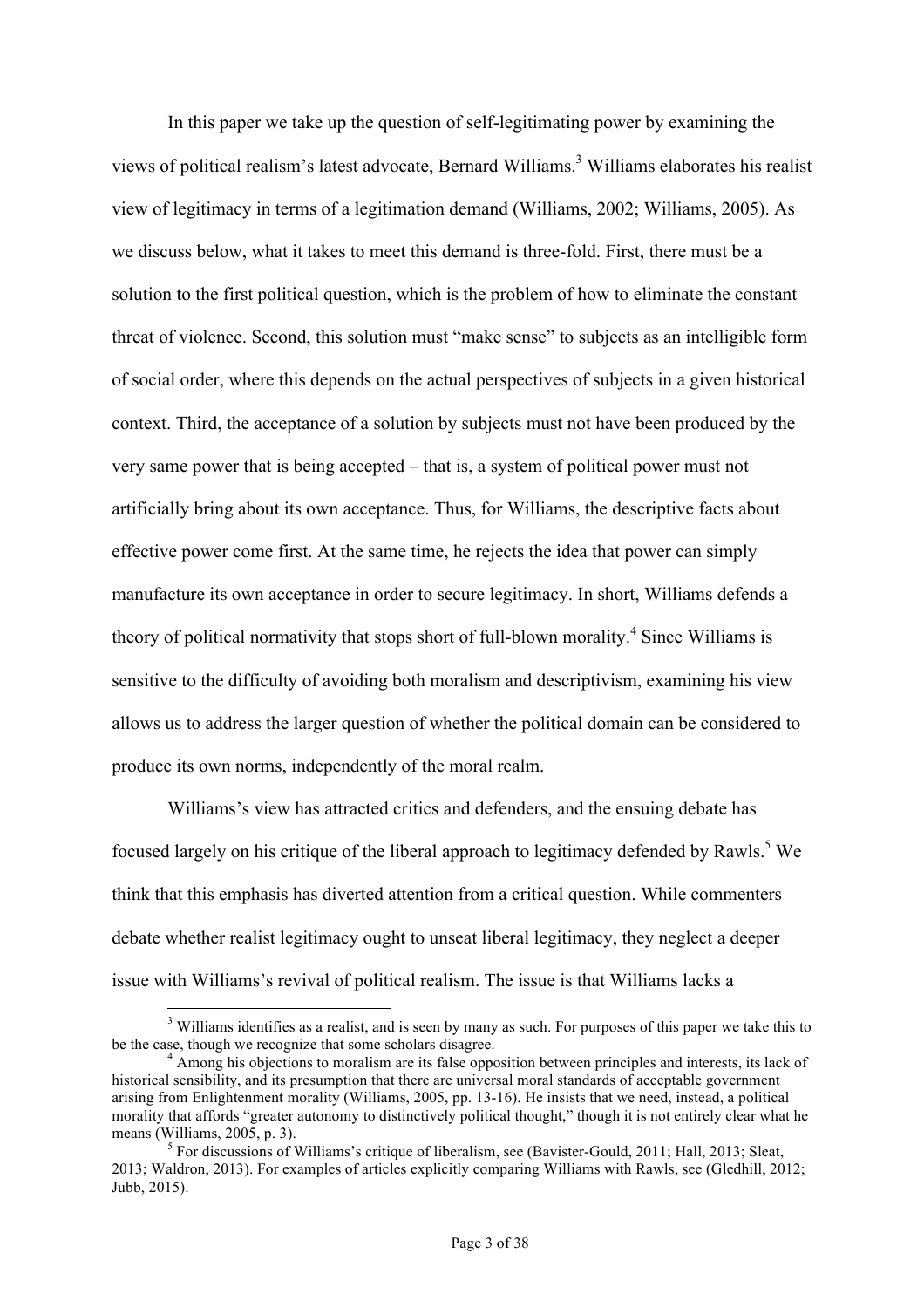In this paper we take up the question of self-legitimating power by examining the views of political realism's latest advocate, Bernard Williams.[3] Williams elaborates his realist view of legitimacy in terms of a legitimation demand (Williams, 2002; Williams, 2005). As we discuss below, what it takes to meet this demand is three-fold. First, there must be a solution to the first political question, which is the problem of how to eliminate the constant threat of violence. Second, this solution must "make sense" to subjects as an intelligible form of social order, where this depends on the actual perspectives of subjects in a given historical context. Third, the acceptance of a solution by subjects must not have been produced by the very same power that is being accepted – that is, a system of political power must not artificially bring about its own acceptance. Thus, for Williams, the descriptive facts about effective power come first. At the same time, he rejects the idea that power can simply manufacture its own acceptance in order to secure legitimacy. In short, Williams defends a theory of political normativity that stops short of full-blown morality.[4] Since Williams is sensitive to the difficulty of avoiding both moralism and descriptivism, examining his view allows us to address the larger question of whether the political domain can be considered to produce its own norms, independently of the moral realm.

Williams's view has attracted critics and defenders, and the ensuing debate has focused largely on his critique of the liberal approach to legitimacy defended by Rawls.[5] We think that this emphasis has diverted attention from a critical question. While commenters debate whether realist legitimacy ought to unseat liberal legitimacy, they neglect a deeper issue with Williams's revival of political realism. The issue is that Williams lacks a

[3] Williams identifies as a realist, and is seen by many as such. For purposes of this paper we take this to be the case, though we recognize that some scholars disagree.

[4] Among his objections to moralism are its false opposition between principles and interests, its lack of historical sensibility, and its presumption that there are universal moral standards of acceptable government arising from Enlightenment morality (Williams, 2005, pp. 13-16). He insists that we need, instead, a political morality that affords "greater autonomy to distinctively political thought," though it is not entirely clear what he means (Williams, 2005, p. 3).

[5] For discussions of Williams's critique of liberalism, see (Bavister-Gould, 2011; Hall, 2013; Sleat, 2013; Waldron, 2013). For examples of articles explicitly comparing Williams with Rawls, see (Gledhill, 2012; Jubb, 2015).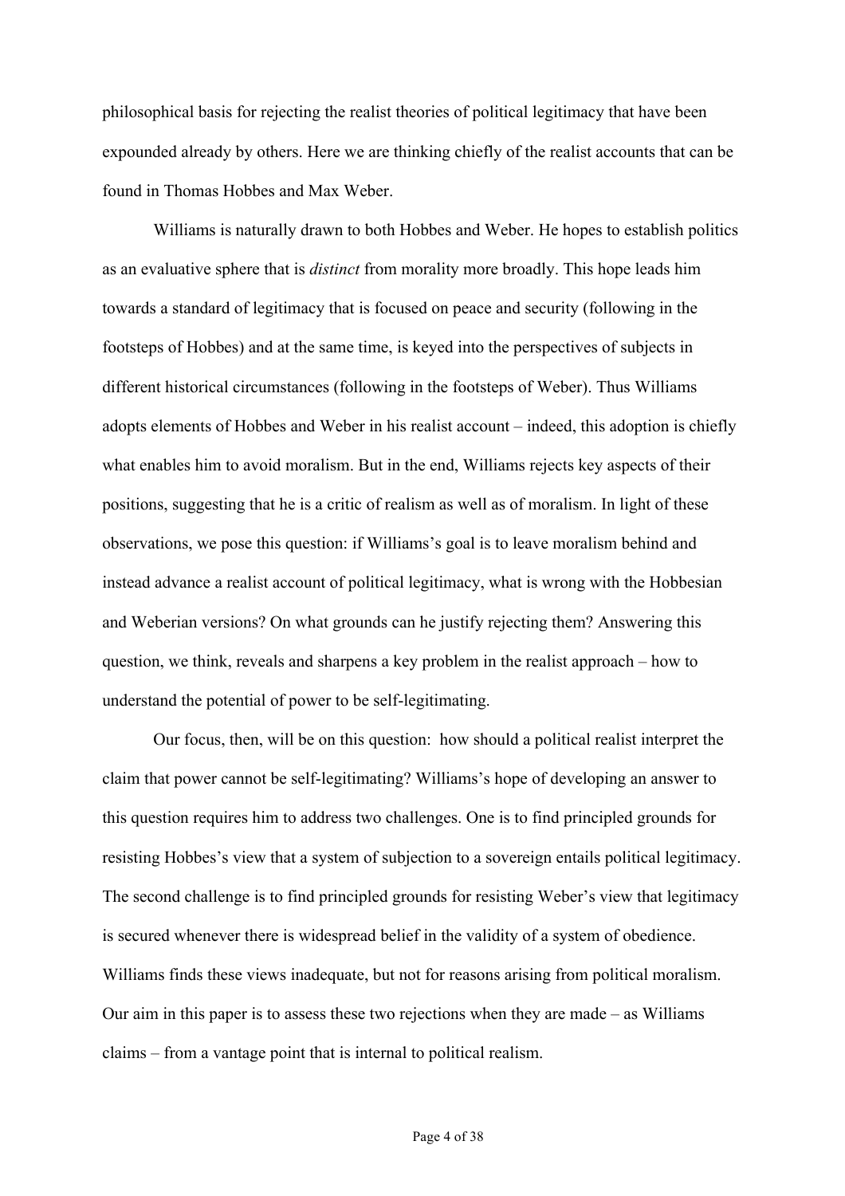philosophical basis for rejecting the realist theories of political legitimacy that have been expounded already by others. Here we are thinking chiefly of the realist accounts that can be found in Thomas Hobbes and Max Weber.

Williams is naturally drawn to both Hobbes and Weber. He hopes to establish politics as an evaluative sphere that is *distinct* from morality more broadly. This hope leads him towards a standard of legitimacy that is focused on peace and security (following in the footsteps of Hobbes) and at the same time, is keyed into the perspectives of subjects in different historical circumstances (following in the footsteps of Weber). Thus Williams adopts elements of Hobbes and Weber in his realist account – indeed, this adoption is chiefly what enables him to avoid moralism. But in the end, Williams rejects key aspects of their positions, suggesting that he is a critic of realism as well as of moralism. In light of these observations, we pose this question: if Williams's goal is to leave moralism behind and instead advance a realist account of political legitimacy, what is wrong with the Hobbesian and Weberian versions? On what grounds can he justify rejecting them? Answering this question, we think, reveals and sharpens a key problem in the realist approach – how to understand the potential of power to be self-legitimating.

Our focus, then, will be on this question: how should a political realist interpret the claim that power cannot be self-legitimating? Williams's hope of developing an answer to this question requires him to address two challenges. One is to find principled grounds for resisting Hobbes's view that a system of subjection to a sovereign entails political legitimacy. The second challenge is to find principled grounds for resisting Weber's view that legitimacy is secured whenever there is widespread belief in the validity of a system of obedience. Williams finds these views inadequate, but not for reasons arising from political moralism. Our aim in this paper is to assess these two rejections when they are made – as Williams claims – from a vantage point that is internal to political realism.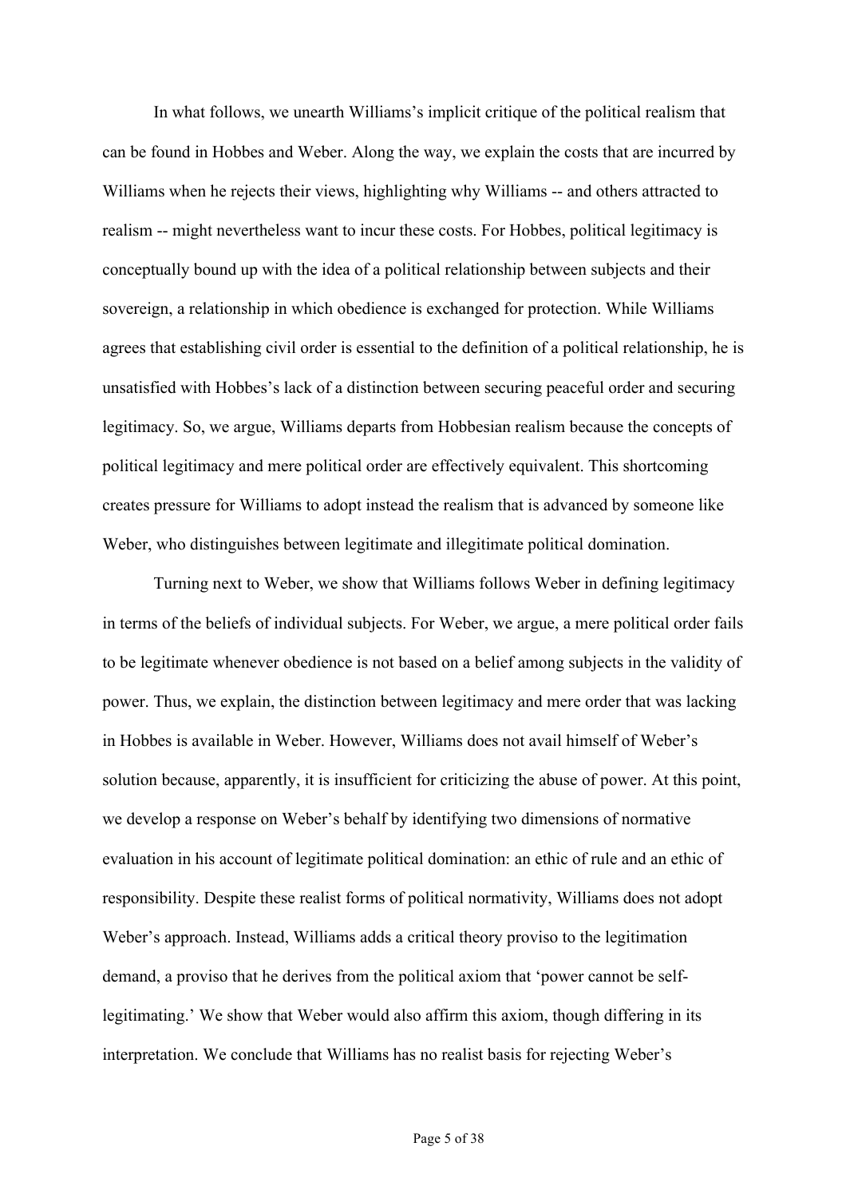In what follows, we unearth Williams's implicit critique of the political realism that can be found in Hobbes and Weber. Along the way, we explain the costs that are incurred by Williams when he rejects their views, highlighting why Williams -- and others attracted to realism -- might nevertheless want to incur these costs. For Hobbes, political legitimacy is conceptually bound up with the idea of a political relationship between subjects and their sovereign, a relationship in which obedience is exchanged for protection. While Williams agrees that establishing civil order is essential to the definition of a political relationship, he is unsatisfied with Hobbes's lack of a distinction between securing peaceful order and securing legitimacy. So, we argue, Williams departs from Hobbesian realism because the concepts of political legitimacy and mere political order are effectively equivalent. This shortcoming creates pressure for Williams to adopt instead the realism that is advanced by someone like Weber, who distinguishes between legitimate and illegitimate political domination.

Turning next to Weber, we show that Williams follows Weber in defining legitimacy in terms of the beliefs of individual subjects. For Weber, we argue, a mere political order fails to be legitimate whenever obedience is not based on a belief among subjects in the validity of power. Thus, we explain, the distinction between legitimacy and mere order that was lacking in Hobbes is available in Weber. However, Williams does not avail himself of Weber's solution because, apparently, it is insufficient for criticizing the abuse of power. At this point, we develop a response on Weber's behalf by identifying two dimensions of normative evaluation in his account of legitimate political domination: an ethic of rule and an ethic of responsibility. Despite these realist forms of political normativity, Williams does not adopt Weber's approach. Instead, Williams adds a critical theory proviso to the legitimation demand, a proviso that he derives from the political axiom that 'power cannot be self-legitimating.' We show that Weber would also affirm this axiom, though differing in its interpretation. We conclude that Williams has no realist basis for rejecting Weber's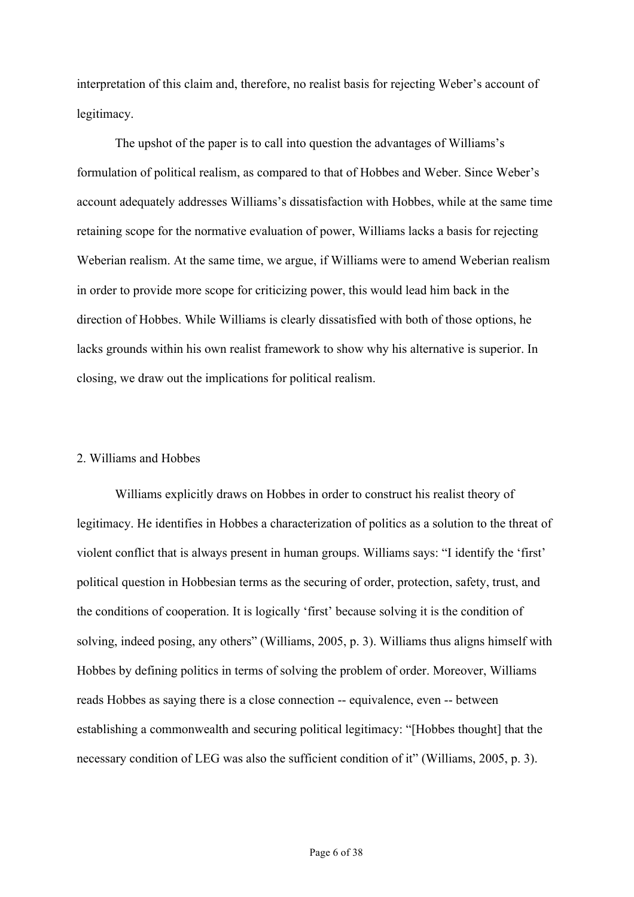interpretation of this claim and, therefore, no realist basis for rejecting Weber's account of legitimacy.

The upshot of the paper is to call into question the advantages of Williams's formulation of political realism, as compared to that of Hobbes and Weber. Since Weber's account adequately addresses Williams's dissatisfaction with Hobbes, while at the same time retaining scope for the normative evaluation of power, Williams lacks a basis for rejecting Weberian realism. At the same time, we argue, if Williams were to amend Weberian realism in order to provide more scope for criticizing power, this would lead him back in the direction of Hobbes. While Williams is clearly dissatisfied with both of those options, he lacks grounds within his own realist framework to show why his alternative is superior. In closing, we draw out the implications for political realism.

## 2. Williams and Hobbes

Williams explicitly draws on Hobbes in order to construct his realist theory of legitimacy. He identifies in Hobbes a characterization of politics as a solution to the threat of violent conflict that is always present in human groups. Williams says: "I identify the 'first' political question in Hobbesian terms as the securing of order, protection, safety, trust, and the conditions of cooperation. It is logically 'first' because solving it is the condition of solving, indeed posing, any others" (Williams, 2005, p. 3). Williams thus aligns himself with Hobbes by defining politics in terms of solving the problem of order. Moreover, Williams reads Hobbes as saying there is a close connection -- equivalence, even -- between establishing a commonwealth and securing political legitimacy: "[Hobbes thought] that the necessary condition of LEG was also the sufficient condition of it" (Williams, 2005, p. 3).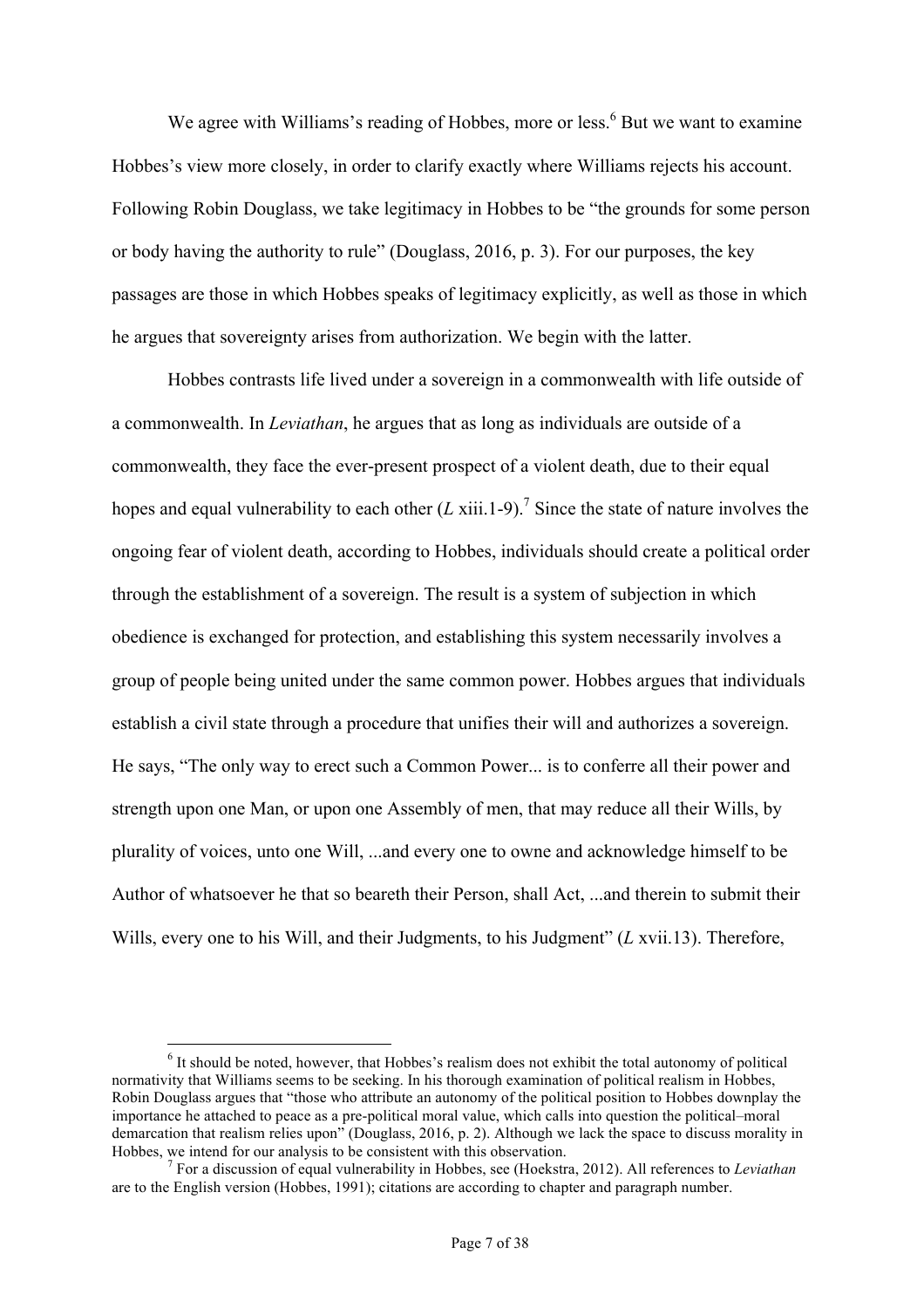We agree with Williams's reading of Hobbes, more or less.[6] But we want to examine Hobbes's view more closely, in order to clarify exactly where Williams rejects his account. Following Robin Douglass, we take legitimacy in Hobbes to be "the grounds for some person or body having the authority to rule" (Douglass, 2016, p. 3). For our purposes, the key passages are those in which Hobbes speaks of legitimacy explicitly, as well as those in which he argues that sovereignty arises from authorization. We begin with the latter.

Hobbes contrasts life lived under a sovereign in a commonwealth with life outside of a commonwealth. In *Leviathan*, he argues that as long as individuals are outside of a commonwealth, they face the ever-present prospect of a violent death, due to their equal hopes and equal vulnerability to each other (*L* xiii.1-9).[7] Since the state of nature involves the ongoing fear of violent death, according to Hobbes, individuals should create a political order through the establishment of a sovereign. The result is a system of subjection in which obedience is exchanged for protection, and establishing this system necessarily involves a group of people being united under the same common power. Hobbes argues that individuals establish a civil state through a procedure that unifies their will and authorizes a sovereign. He says, "The only way to erect such a Common Power... is to conferre all their power and strength upon one Man, or upon one Assembly of men, that may reduce all their Wills, by plurality of voices, unto one Will, ...and every one to owne and acknowledge himself to be Author of whatsoever he that so beareth their Person, shall Act, ...and therein to submit their Wills, every one to his Will, and their Judgments, to his Judgment" (*L* xvii.13). Therefore,

---

[6] It should be noted, however, that Hobbes's realism does not exhibit the total autonomy of political normativity that Williams seems to be seeking. In his thorough examination of political realism in Hobbes, Robin Douglass argues that "those who attribute an autonomy of the political position to Hobbes downplay the importance he attached to peace as a pre-political moral value, which calls into question the political–moral demarcation that realism relies upon" (Douglass, 2016, p. 2). Although we lack the space to discuss morality in Hobbes, we intend for our analysis to be consistent with this observation.

[7] For a discussion of equal vulnerability in Hobbes, see (Hoekstra, 2012). All references to *Leviathan* are to the English version (Hobbes, 1991); citations are according to chapter and paragraph number.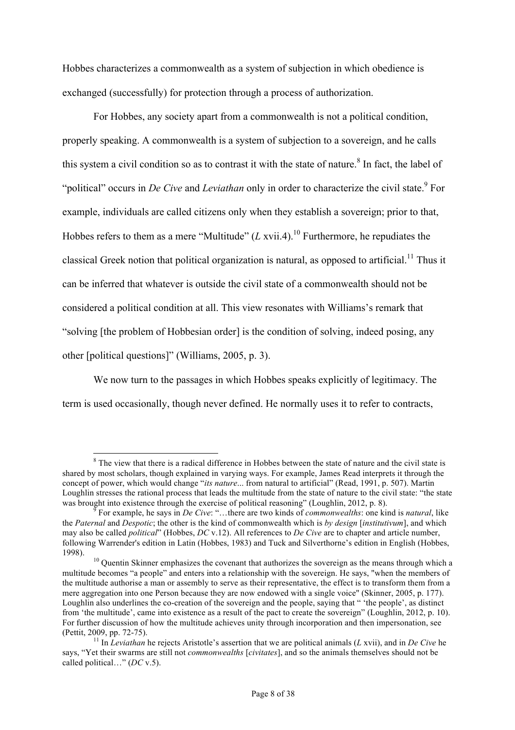Hobbes characterizes a commonwealth as a system of subjection in which obedience is exchanged (successfully) for protection through a process of authorization.

For Hobbes, any society apart from a commonwealth is not a political condition, properly speaking. A commonwealth is a system of subjection to a sovereign, and he calls this system a civil condition so as to contrast it with the state of nature.[8] In fact, the label of "political" occurs in *De Cive* and *Leviathan* only in order to characterize the civil state.[9] For example, individuals are called citizens only when they establish a sovereign; prior to that, Hobbes refers to them as a mere "Multitude" (*L* xvii.4).[10] Furthermore, he repudiates the classical Greek notion that political organization is natural, as opposed to artificial.[11] Thus it can be inferred that whatever is outside the civil state of a commonwealth should not be considered a political condition at all. This view resonates with Williams's remark that "solving [the problem of Hobbesian order] is the condition of solving, indeed posing, any other [political questions]" (Williams, 2005, p. 3).

We now turn to the passages in which Hobbes speaks explicitly of legitimacy. The term is used occasionally, though never defined. He normally uses it to refer to contracts,

---

[8] The view that there is a radical difference in Hobbes between the state of nature and the civil state is shared by most scholars, though explained in varying ways. For example, James Read interprets it through the concept of power, which would change "*its nature*... from natural to artificial" (Read, 1991, p. 507). Martin Loughlin stresses the rational process that leads the multitude from the state of nature to the civil state: "the state was brought into existence through the exercise of political reasoning" (Loughlin, 2012, p. 8).

[9] For example, he says in *De Cive*: "…there are two kinds of *commonwealths*: one kind is *natural*, like the *Paternal* and *Despotic*; the other is the kind of commonwealth which is *by design* [*institutivum*], and which may also be called *political*" (Hobbes, *DC* v.12). All references to *De Cive* are to chapter and article number, following Warrender's edition in Latin (Hobbes, 1983) and Tuck and Silverthorne's edition in English (Hobbes, 1998).

[10] Quentin Skinner emphasizes the covenant that authorizes the sovereign as the means through which a multitude becomes "a people" and enters into a relationship with the sovereign. He says, "when the members of the multitude authorise a man or assembly to serve as their representative, the effect is to transform them from a mere aggregation into one Person because they are now endowed with a single voice" (Skinner, 2005, p. 177). Loughlin also underlines the co-creation of the sovereign and the people, saying that " 'the people', as distinct from 'the multitude', came into existence as a result of the pact to create the sovereign" (Loughlin, 2012, p. 10). For further discussion of how the multitude achieves unity through incorporation and then impersonation, see (Pettit, 2009, pp. 72-75).

[11] In *Leviathan* he rejects Aristotle's assertion that we are political animals (*L* xvii), and in *De Cive* he says, "Yet their swarms are still not *commonwealths* [*civitates*], and so the animals themselves should not be called political…" (*DC* v.5).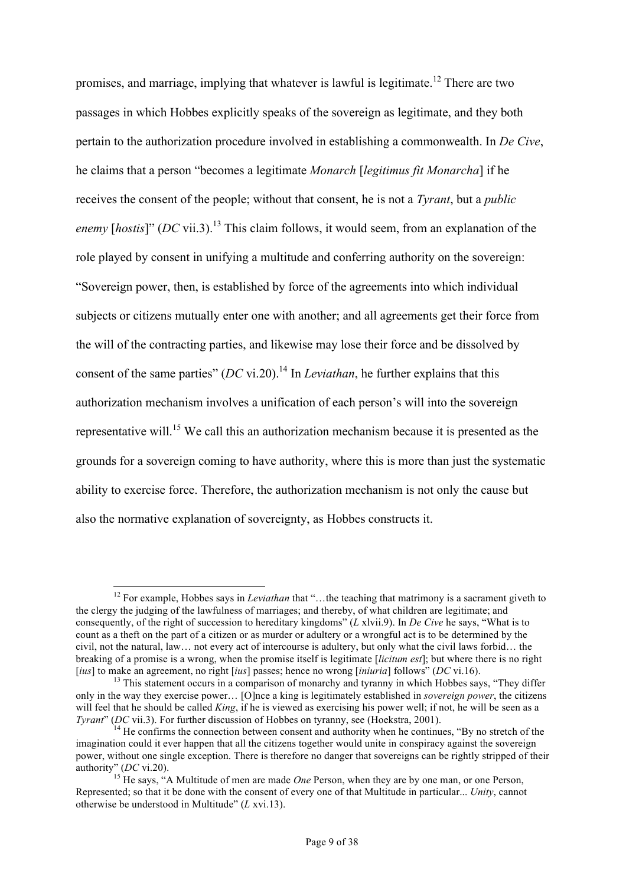promises, and marriage, implying that whatever is lawful is legitimate.[12] There are two passages in which Hobbes explicitly speaks of the sovereign as legitimate, and they both pertain to the authorization procedure involved in establishing a commonwealth. In *De Cive*, he claims that a person "becomes a legitimate *Monarch* [*legitimus fit Monarcha*] if he receives the consent of the people; without that consent, he is not a *Tyrant*, but a *public enemy* [*hostis*]" (*DC* vii.3).[13] This claim follows, it would seem, from an explanation of the role played by consent in unifying a multitude and conferring authority on the sovereign: "Sovereign power, then, is established by force of the agreements into which individual subjects or citizens mutually enter one with another; and all agreements get their force from the will of the contracting parties, and likewise may lose their force and be dissolved by consent of the same parties" (*DC* vi.20).[14] In *Leviathan*, he further explains that this authorization mechanism involves a unification of each person's will into the sovereign representative will.[15] We call this an authorization mechanism because it is presented as the grounds for a sovereign coming to have authority, where this is more than just the systematic ability to exercise force. Therefore, the authorization mechanism is not only the cause but also the normative explanation of sovereignty, as Hobbes constructs it.

---

[12] For example, Hobbes says in *Leviathan* that "…the teaching that matrimony is a sacrament giveth to the clergy the judging of the lawfulness of marriages; and thereby, of what children are legitimate; and consequently, of the right of succession to hereditary kingdoms" (*L* xlvii.9). In *De Cive* he says, "What is to count as a theft on the part of a citizen or as murder or adultery or a wrongful act is to be determined by the civil, not the natural, law… not every act of intercourse is adultery, but only what the civil laws forbid… the breaking of a promise is a wrong, when the promise itself is legitimate [*licitum est*]; but where there is no right [*ius*] to make an agreement, no right [*ius*] passes; hence no wrong [*iniuria*] follows" (*DC* vi.16).

[13] This statement occurs in a comparison of monarchy and tyranny in which Hobbes says, "They differ only in the way they exercise power… [O]nce a king is legitimately established in *sovereign power*, the citizens will feel that he should be called *King*, if he is viewed as exercising his power well; if not, he will be seen as a *Tyrant*" (*DC* vii.3). For further discussion of Hobbes on tyranny, see (Hoekstra, 2001).

[14] He confirms the connection between consent and authority when he continues, "By no stretch of the imagination could it ever happen that all the citizens together would unite in conspiracy against the sovereign power, without one single exception. There is therefore no danger that sovereigns can be rightly stripped of their authority" (*DC* vi.20).

[15] He says, "A Multitude of men are made *One* Person, when they are by one man, or one Person, Represented; so that it be done with the consent of every one of that Multitude in particular... *Unity*, cannot otherwise be understood in Multitude" (*L* xvi.13).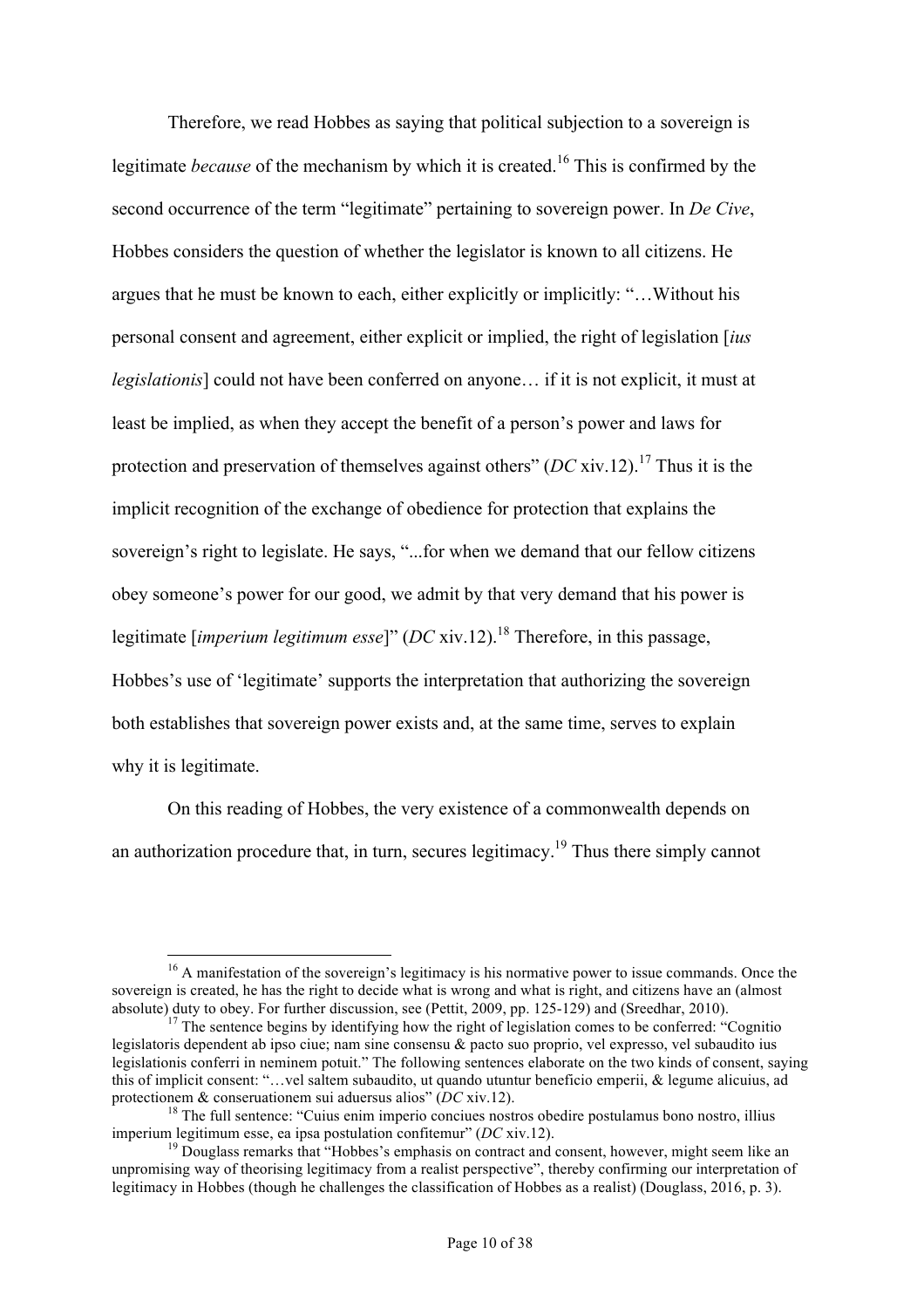Therefore, we read Hobbes as saying that political subjection to a sovereign is legitimate *because* of the mechanism by which it is created.[16] This is confirmed by the second occurrence of the term "legitimate" pertaining to sovereign power. In *De Cive*, Hobbes considers the question of whether the legislator is known to all citizens. He argues that he must be known to each, either explicitly or implicitly: "…Without his personal consent and agreement, either explicit or implied, the right of legislation [*ius legislationis*] could not have been conferred on anyone… if it is not explicit, it must at least be implied, as when they accept the benefit of a person's power and laws for protection and preservation of themselves against others" (*DC* xiv.12).[17] Thus it is the implicit recognition of the exchange of obedience for protection that explains the sovereign's right to legislate. He says, "...for when we demand that our fellow citizens obey someone's power for our good, we admit by that very demand that his power is legitimate [*imperium legitimum esse*]" (*DC* xiv.12).[18] Therefore, in this passage, Hobbes's use of 'legitimate' supports the interpretation that authorizing the sovereign both establishes that sovereign power exists and, at the same time, serves to explain why it is legitimate.

On this reading of Hobbes, the very existence of a commonwealth depends on an authorization procedure that, in turn, secures legitimacy.[19] Thus there simply cannot

---

[16] A manifestation of the sovereign's legitimacy is his normative power to issue commands. Once the sovereign is created, he has the right to decide what is wrong and what is right, and citizens have an (almost absolute) duty to obey. For further discussion, see (Pettit, 2009, pp. 125-129) and (Sreedhar, 2010).

[17] The sentence begins by identifying how the right of legislation comes to be conferred: "Cognitio legislatoris dependent ab ipso ciue; nam sine consensu & pacto suo proprio, vel expresso, vel subaudito ius legislationis conferri in neminem potuit." The following sentences elaborate on the two kinds of consent, saying this of implicit consent: "…vel saltem subaudito, ut quando utuntur beneficio emperii, & legume alicuius, ad protectionem & conseruationem sui aduersus alios" (*DC* xiv.12).

[18] The full sentence: "Cuius enim imperio conciues nostros obedire postulamus bono nostro, illius imperium legitimum esse, ea ipsa postulation confitemur" (*DC* xiv.12).

[19] Douglass remarks that "Hobbes's emphasis on contract and consent, however, might seem like an unpromising way of theorising legitimacy from a realist perspective", thereby confirming our interpretation of legitimacy in Hobbes (though he challenges the classification of Hobbes as a realist) (Douglass, 2016, p. 3).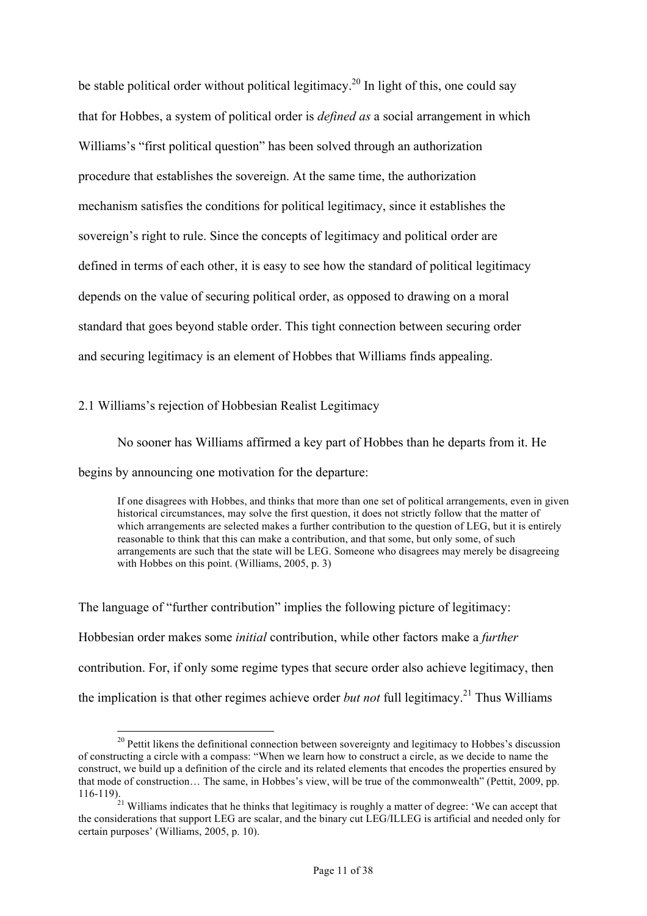be stable political order without political legitimacy.[20] In light of this, one could say that for Hobbes, a system of political order is *defined as* a social arrangement in which Williams's "first political question" has been solved through an authorization procedure that establishes the sovereign. At the same time, the authorization mechanism satisfies the conditions for political legitimacy, since it establishes the sovereign's right to rule. Since the concepts of legitimacy and political order are defined in terms of each other, it is easy to see how the standard of political legitimacy depends on the value of securing political order, as opposed to drawing on a moral standard that goes beyond stable order. This tight connection between securing order and securing legitimacy is an element of Hobbes that Williams finds appealing.

## 2.1 Williams's rejection of Hobbesian Realist Legitimacy

No sooner has Williams affirmed a key part of Hobbes than he departs from it. He begins by announcing one motivation for the departure:

> If one disagrees with Hobbes, and thinks that more than one set of political arrangements, even in given historical circumstances, may solve the first question, it does not strictly follow that the matter of which arrangements are selected makes a further contribution to the question of LEG, but it is entirely reasonable to think that this can make a contribution, and that some, but only some, of such arrangements are such that the state will be LEG. Someone who disagrees may merely be disagreeing with Hobbes on this point. (Williams, 2005, p. 3)

The language of "further contribution" implies the following picture of legitimacy: Hobbesian order makes some *initial* contribution, while other factors make a *further* contribution. For, if only some regime types that secure order also achieve legitimacy, then the implication is that other regimes achieve order *but not* full legitimacy.[21] Thus Williams

---

[20] Pettit likens the definitional connection between sovereignty and legitimacy to Hobbes's discussion of constructing a circle with a compass: "When we learn how to construct a circle, as we decide to name the construct, we build up a definition of the circle and its related elements that encodes the properties ensured by that mode of construction… The same, in Hobbes's view, will be true of the commonwealth" (Pettit, 2009, pp. 116-119).

[21] Williams indicates that he thinks that legitimacy is roughly a matter of degree: 'We can accept that the considerations that support LEG are scalar, and the binary cut LEG/ILLEG is artificial and needed only for certain purposes' (Williams, 2005, p. 10).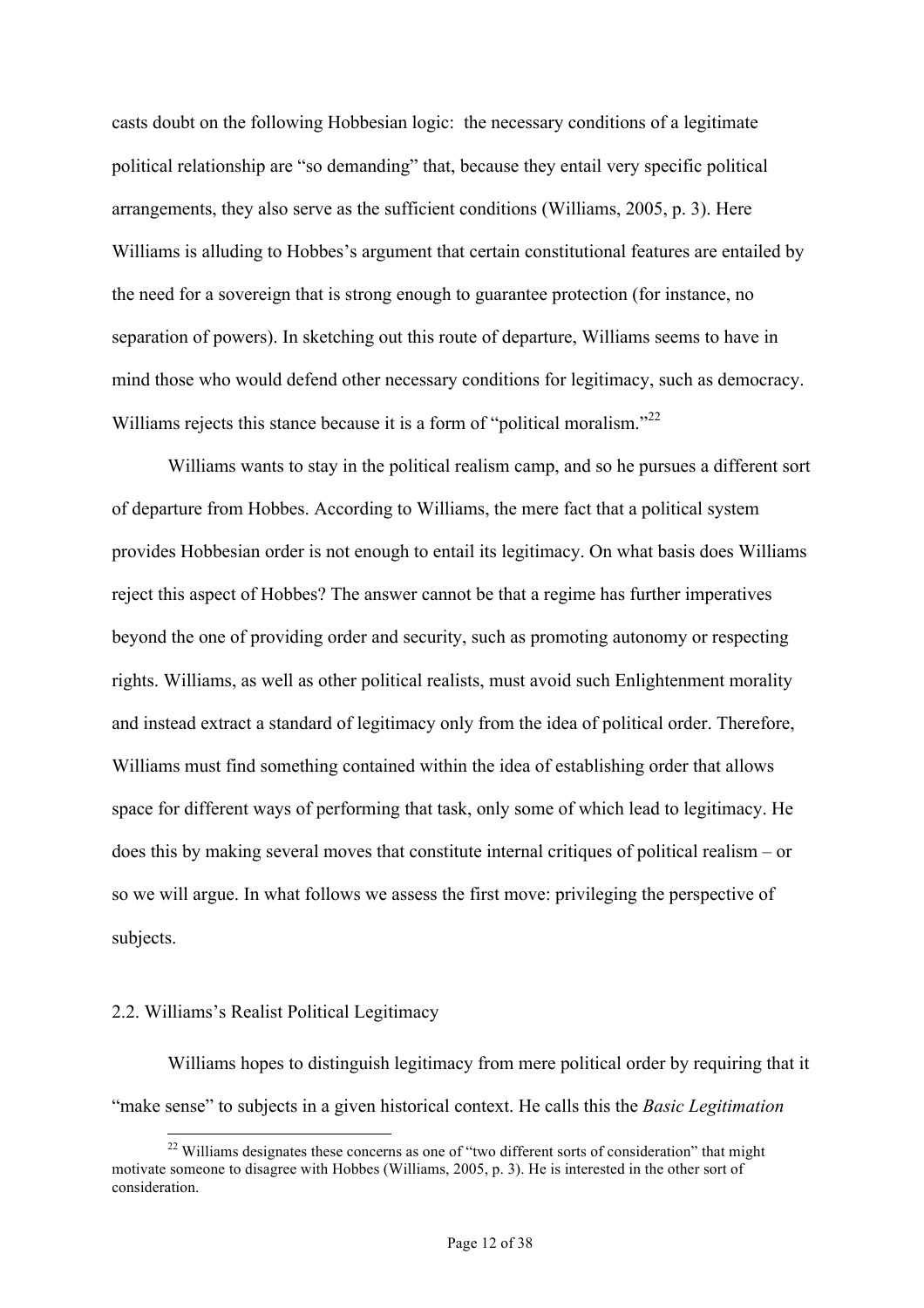casts doubt on the following Hobbesian logic: the necessary conditions of a legitimate political relationship are "so demanding" that, because they entail very specific political arrangements, they also serve as the sufficient conditions (Williams, 2005, p. 3). Here Williams is alluding to Hobbes's argument that certain constitutional features are entailed by the need for a sovereign that is strong enough to guarantee protection (for instance, no separation of powers). In sketching out this route of departure, Williams seems to have in mind those who would defend other necessary conditions for legitimacy, such as democracy. Williams rejects this stance because it is a form of "political moralism."[22]

Williams wants to stay in the political realism camp, and so he pursues a different sort of departure from Hobbes. According to Williams, the mere fact that a political system provides Hobbesian order is not enough to entail its legitimacy. On what basis does Williams reject this aspect of Hobbes? The answer cannot be that a regime has further imperatives beyond the one of providing order and security, such as promoting autonomy or respecting rights. Williams, as well as other political realists, must avoid such Enlightenment morality and instead extract a standard of legitimacy only from the idea of political order. Therefore, Williams must find something contained within the idea of establishing order that allows space for different ways of performing that task, only some of which lead to legitimacy. He does this by making several moves that constitute internal critiques of political realism – or so we will argue. In what follows we assess the first move: privileging the perspective of subjects.

## 2.2. Williams's Realist Political Legitimacy

Williams hopes to distinguish legitimacy from mere political order by requiring that it "make sense" to subjects in a given historical context. He calls this the *Basic Legitimation*

[22] Williams designates these concerns as one of "two different sorts of consideration" that might motivate someone to disagree with Hobbes (Williams, 2005, p. 3). He is interested in the other sort of consideration.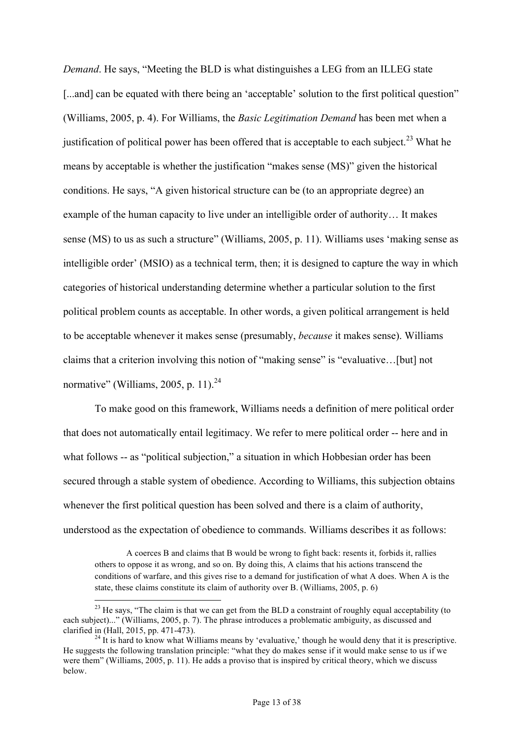*Demand*. He says, "Meeting the BLD is what distinguishes a LEG from an ILLEG state [...and] can be equated with there being an 'acceptable' solution to the first political question" (Williams, 2005, p. 4). For Williams, the *Basic Legitimation Demand* has been met when a justification of political power has been offered that is acceptable to each subject.[23] What he means by acceptable is whether the justification "makes sense (MS)" given the historical conditions. He says, "A given historical structure can be (to an appropriate degree) an example of the human capacity to live under an intelligible order of authority… It makes sense (MS) to us as such a structure" (Williams, 2005, p. 11). Williams uses 'making sense as intelligible order' (MSIO) as a technical term, then; it is designed to capture the way in which categories of historical understanding determine whether a particular solution to the first political problem counts as acceptable. In other words, a given political arrangement is held to be acceptable whenever it makes sense (presumably, *because* it makes sense). Williams claims that a criterion involving this notion of "making sense" is "evaluative…[but] not normative" (Williams, 2005, p. 11).[24]

To make good on this framework, Williams needs a definition of mere political order that does not automatically entail legitimacy. We refer to mere political order -- here and in what follows -- as "political subjection," a situation in which Hobbesian order has been secured through a stable system of obedience. According to Williams, this subjection obtains whenever the first political question has been solved and there is a claim of authority, understood as the expectation of obedience to commands. Williams describes it as follows:

> A coerces B and claims that B would be wrong to fight back: resents it, forbids it, rallies others to oppose it as wrong, and so on. By doing this, A claims that his actions transcend the conditions of warfare, and this gives rise to a demand for justification of what A does. When A is the state, these claims constitute its claim of authority over B. (Williams, 2005, p. 6)

[23] He says, "The claim is that we can get from the BLD a constraint of roughly equal acceptability (to each subject)..." (Williams, 2005, p. 7). The phrase introduces a problematic ambiguity, as discussed and clarified in (Hall, 2015, pp. 471-473).

[24] It is hard to know what Williams means by 'evaluative,' though he would deny that it is prescriptive. He suggests the following translation principle: "what they do makes sense if it would make sense to us if we were them" (Williams, 2005, p. 11). He adds a proviso that is inspired by critical theory, which we discuss below.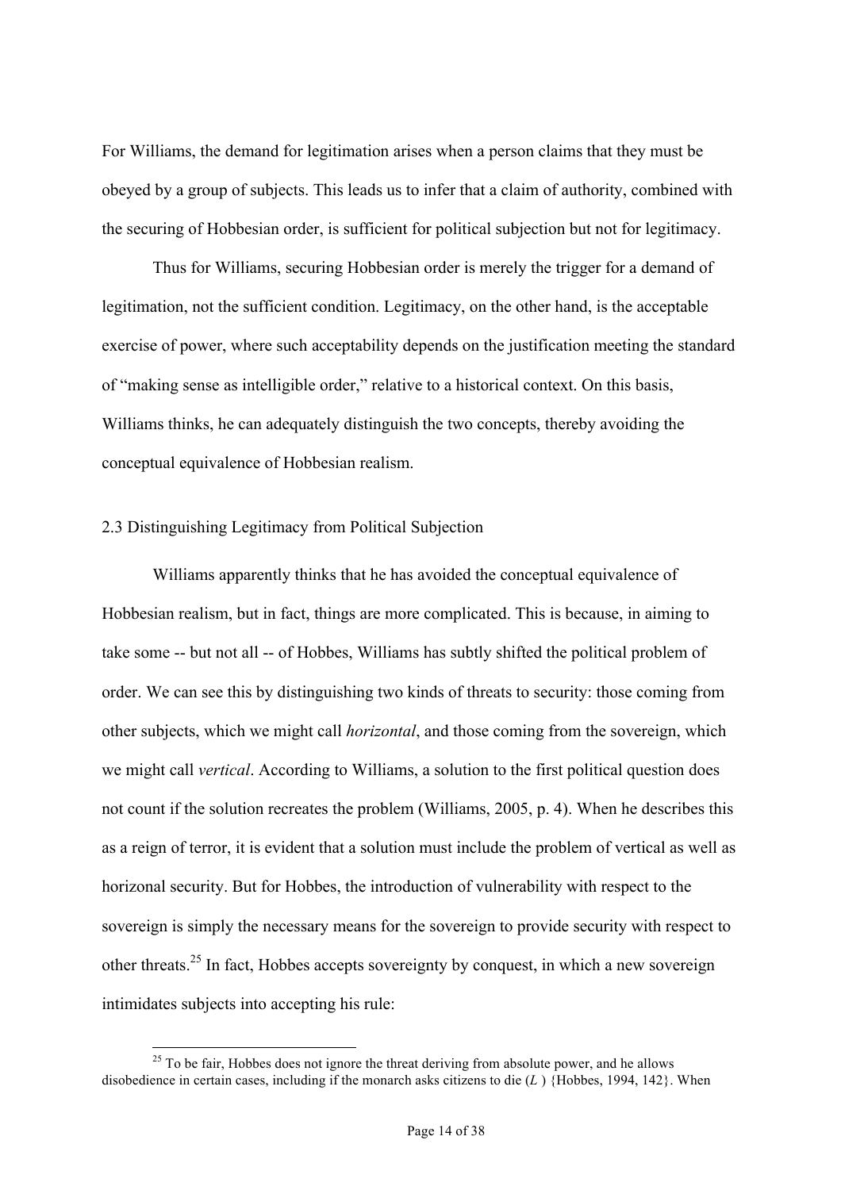For Williams, the demand for legitimation arises when a person claims that they must be obeyed by a group of subjects. This leads us to infer that a claim of authority, combined with the securing of Hobbesian order, is sufficient for political subjection but not for legitimacy.

Thus for Williams, securing Hobbesian order is merely the trigger for a demand of legitimation, not the sufficient condition. Legitimacy, on the other hand, is the acceptable exercise of power, where such acceptability depends on the justification meeting the standard of "making sense as intelligible order," relative to a historical context. On this basis, Williams thinks, he can adequately distinguish the two concepts, thereby avoiding the conceptual equivalence of Hobbesian realism.

## 2.3 Distinguishing Legitimacy from Political Subjection

Williams apparently thinks that he has avoided the conceptual equivalence of Hobbesian realism, but in fact, things are more complicated. This is because, in aiming to take some -- but not all -- of Hobbes, Williams has subtly shifted the political problem of order. We can see this by distinguishing two kinds of threats to security: those coming from other subjects, which we might call *horizontal*, and those coming from the sovereign, which we might call *vertical*. According to Williams, a solution to the first political question does not count if the solution recreates the problem (Williams, 2005, p. 4). When he describes this as a reign of terror, it is evident that a solution must include the problem of vertical as well as horizonal security. But for Hobbes, the introduction of vulnerability with respect to the sovereign is simply the necessary means for the sovereign to provide security with respect to other threats.[25] In fact, Hobbes accepts sovereignty by conquest, in which a new sovereign intimidates subjects into accepting his rule:

[25] To be fair, Hobbes does not ignore the threat deriving from absolute power, and he allows disobedience in certain cases, including if the monarch asks citizens to die (*L* ) {Hobbes, 1994, 142}. When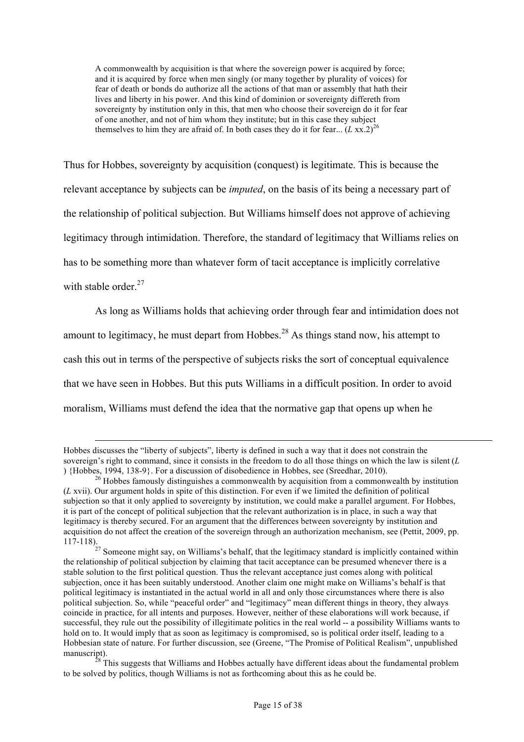> A commonwealth by acquisition is that where the sovereign power is acquired by force; and it is acquired by force when men singly (or many together by plurality of voices) for fear of death or bonds do authorize all the actions of that man or assembly that hath their lives and liberty in his power. And this kind of dominion or sovereignty differeth from sovereignty by institution only in this, that men who choose their sovereign do it for fear of one another, and not of him whom they institute; but in this case they subject themselves to him they are afraid of. In both cases they do it for fear... (*L* xx.2)[26]

Thus for Hobbes, sovereignty by acquisition (conquest) is legitimate. This is because the relevant acceptance by subjects can be *imputed*, on the basis of its being a necessary part of the relationship of political subjection. But Williams himself does not approve of achieving legitimacy through intimidation. Therefore, the standard of legitimacy that Williams relies on has to be something more than whatever form of tacit acceptance is implicitly correlative with stable order.[27]

As long as Williams holds that achieving order through fear and intimidation does not amount to legitimacy, he must depart from Hobbes.[28] As things stand now, his attempt to cash this out in terms of the perspective of subjects risks the sort of conceptual equivalence that we have seen in Hobbes. But this puts Williams in a difficult position. In order to avoid moralism, Williams must defend the idea that the normative gap that opens up when he

---

Hobbes discusses the "liberty of subjects", liberty is defined in such a way that it does not constrain the sovereign's right to command, since it consists in the freedom to do all those things on which the law is silent (*L* ) {Hobbes, 1994, 138-9}. For a discussion of disobedience in Hobbes, see (Sreedhar, 2010).

[26] Hobbes famously distinguishes a commonwealth by acquisition from a commonwealth by institution (*L* xvii). Our argument holds in spite of this distinction. For even if we limited the definition of political subjection so that it only applied to sovereignty by institution, we could make a parallel argument. For Hobbes, it is part of the concept of political subjection that the relevant authorization is in place, in such a way that legitimacy is thereby secured. For an argument that the differences between sovereignty by institution and acquisition do not affect the creation of the sovereign through an authorization mechanism, see (Pettit, 2009, pp. 117-118).

[27] Someone might say, on Williams's behalf, that the legitimacy standard is implicitly contained within the relationship of political subjection by claiming that tacit acceptance can be presumed whenever there is a stable solution to the first political question. Thus the relevant acceptance just comes along with political subjection, once it has been suitably understood. Another claim one might make on Williams's behalf is that political legitimacy is instantiated in the actual world in all and only those circumstances where there is also political subjection. So, while "peaceful order" and "legitimacy" mean different things in theory, they always coincide in practice, for all intents and purposes. However, neither of these elaborations will work because, if successful, they rule out the possibility of illegitimate politics in the real world -- a possibility Williams wants to hold on to. It would imply that as soon as legitimacy is compromised, so is political order itself, leading to a Hobbesian state of nature. For further discussion, see (Greene, "The Promise of Political Realism", unpublished manuscript).

[28] This suggests that Williams and Hobbes actually have different ideas about the fundamental problem to be solved by politics, though Williams is not as forthcoming about this as he could be.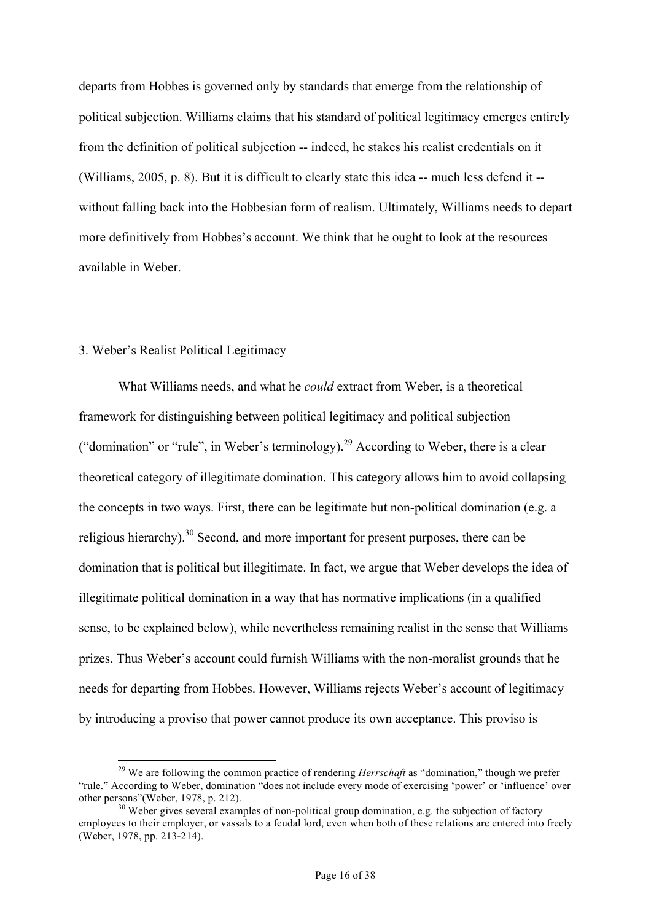departs from Hobbes is governed only by standards that emerge from the relationship of political subjection. Williams claims that his standard of political legitimacy emerges entirely from the definition of political subjection -- indeed, he stakes his realist credentials on it (Williams, 2005, p. 8). But it is difficult to clearly state this idea -- much less defend it -- without falling back into the Hobbesian form of realism. Ultimately, Williams needs to depart more definitively from Hobbes's account. We think that he ought to look at the resources available in Weber.

## 3. Weber's Realist Political Legitimacy

What Williams needs, and what he *could* extract from Weber, is a theoretical framework for distinguishing between political legitimacy and political subjection ("domination" or "rule", in Weber's terminology).[29] According to Weber, there is a clear theoretical category of illegitimate domination. This category allows him to avoid collapsing the concepts in two ways. First, there can be legitimate but non-political domination (e.g. a religious hierarchy).[30] Second, and more important for present purposes, there can be domination that is political but illegitimate. In fact, we argue that Weber develops the idea of illegitimate political domination in a way that has normative implications (in a qualified sense, to be explained below), while nevertheless remaining realist in the sense that Williams prizes. Thus Weber's account could furnish Williams with the non-moralist grounds that he needs for departing from Hobbes. However, Williams rejects Weber's account of legitimacy by introducing a proviso that power cannot produce its own acceptance. This proviso is

[29] We are following the common practice of rendering *Herrschaft* as "domination," though we prefer "rule." According to Weber, domination "does not include every mode of exercising 'power' or 'influence' over other persons"(Weber, 1978, p. 212).

[30] Weber gives several examples of non-political group domination, e.g. the subjection of factory employees to their employer, or vassals to a feudal lord, even when both of these relations are entered into freely (Weber, 1978, pp. 213-214).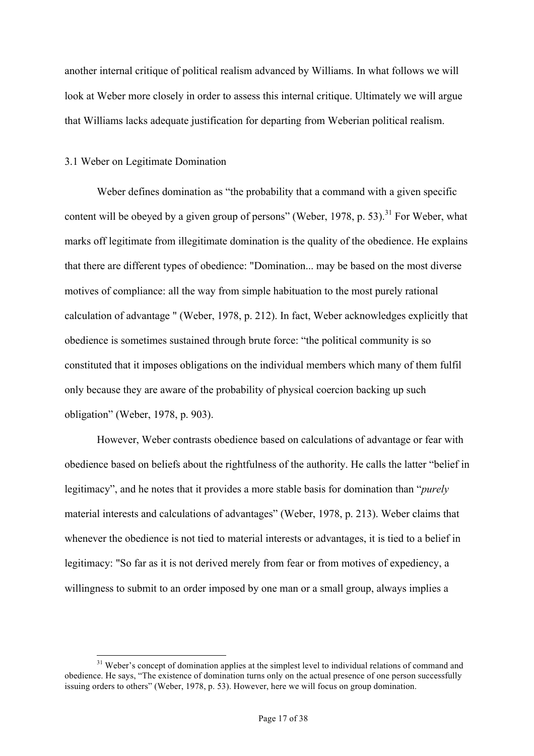another internal critique of political realism advanced by Williams. In what follows we will look at Weber more closely in order to assess this internal critique. Ultimately we will argue that Williams lacks adequate justification for departing from Weberian political realism.

### 3.1 Weber on Legitimate Domination

Weber defines domination as "the probability that a command with a given specific content will be obeyed by a given group of persons" (Weber, 1978, p. 53).[31] For Weber, what marks off legitimate from illegitimate domination is the quality of the obedience. He explains that there are different types of obedience: "Domination... may be based on the most diverse motives of compliance: all the way from simple habituation to the most purely rational calculation of advantage " (Weber, 1978, p. 212). In fact, Weber acknowledges explicitly that obedience is sometimes sustained through brute force: "the political community is so constituted that it imposes obligations on the individual members which many of them fulfil only because they are aware of the probability of physical coercion backing up such obligation" (Weber, 1978, p. 903).

However, Weber contrasts obedience based on calculations of advantage or fear with obedience based on beliefs about the rightfulness of the authority. He calls the latter "belief in legitimacy", and he notes that it provides a more stable basis for domination than "*purely* material interests and calculations of advantages" (Weber, 1978, p. 213). Weber claims that whenever the obedience is not tied to material interests or advantages, it is tied to a belief in legitimacy: "So far as it is not derived merely from fear or from motives of expediency, a willingness to submit to an order imposed by one man or a small group, always implies a

[31] Weber's concept of domination applies at the simplest level to individual relations of command and obedience. He says, "The existence of domination turns only on the actual presence of one person successfully issuing orders to others" (Weber, 1978, p. 53). However, here we will focus on group domination.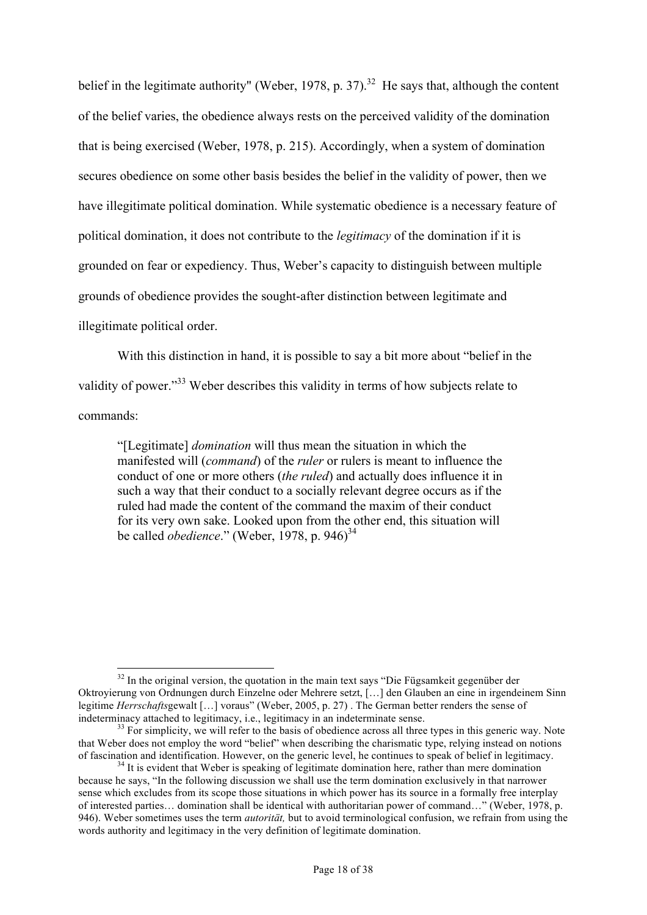belief in the legitimate authority" (Weber, 1978, p. 37).[32] He says that, although the content of the belief varies, the obedience always rests on the perceived validity of the domination that is being exercised (Weber, 1978, p. 215). Accordingly, when a system of domination secures obedience on some other basis besides the belief in the validity of power, then we have illegitimate political domination. While systematic obedience is a necessary feature of political domination, it does not contribute to the *legitimacy* of the domination if it is grounded on fear or expediency. Thus, Weber's capacity to distinguish between multiple grounds of obedience provides the sought-after distinction between legitimate and illegitimate political order.

With this distinction in hand, it is possible to say a bit more about "belief in the validity of power."[33] Weber describes this validity in terms of how subjects relate to commands:

> "[Legitimate] *domination* will thus mean the situation in which the manifested will (*command*) of the *ruler* or rulers is meant to influence the conduct of one or more others (*the ruled*) and actually does influence it in such a way that their conduct to a socially relevant degree occurs as if the ruled had made the content of the command the maxim of their conduct for its very own sake. Looked upon from the other end, this situation will be called *obedience*." (Weber, 1978, p. 946)[34]

---

[32] In the original version, the quotation in the main text says "Die Fügsamkeit gegenüber der Oktroyierung von Ordnungen durch Einzelne oder Mehrere setzt, […] den Glauben an eine in irgendeinem Sinn legitime *Herrschafts*gewalt […] voraus" (Weber, 2005, p. 27) . The German better renders the sense of indeterminacy attached to legitimacy, i.e., legitimacy in an indeterminate sense.

[33] For simplicity, we will refer to the basis of obedience across all three types in this generic way. Note that Weber does not employ the word "belief" when describing the charismatic type, relying instead on notions of fascination and identification. However, on the generic level, he continues to speak of belief in legitimacy.

[34] It is evident that Weber is speaking of legitimate domination here, rather than mere domination because he says, "In the following discussion we shall use the term domination exclusively in that narrower sense which excludes from its scope those situations in which power has its source in a formally free interplay of interested parties… domination shall be identical with authoritarian power of command…" (Weber, 1978, p. 946). Weber sometimes uses the term *autorität,* but to avoid terminological confusion, we refrain from using the words authority and legitimacy in the very definition of legitimate domination.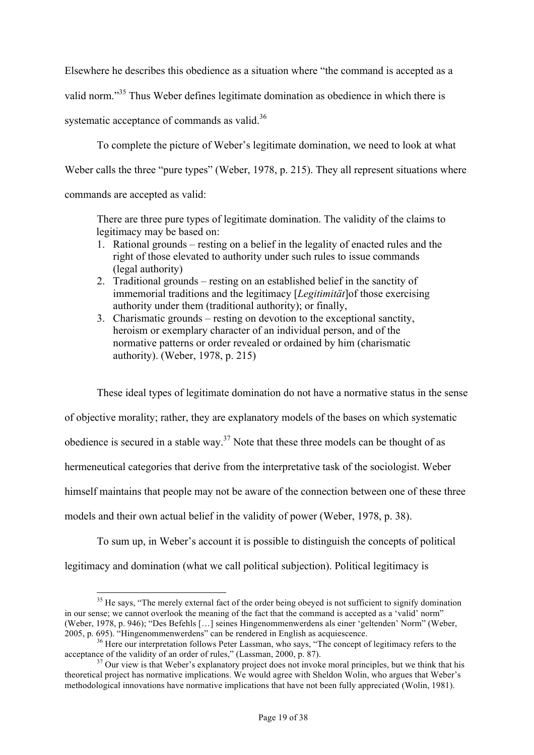Elsewhere he describes this obedience as a situation where "the command is accepted as a valid norm."[35] Thus Weber defines legitimate domination as obedience in which there is systematic acceptance of commands as valid.[36]

To complete the picture of Weber's legitimate domination, we need to look at what Weber calls the three "pure types" (Weber, 1978, p. 215). They all represent situations where commands are accepted as valid:

> There are three pure types of legitimate domination. The validity of the claims to legitimacy may be based on:
>
> 1. Rational grounds – resting on a belief in the legality of enacted rules and the right of those elevated to authority under such rules to issue commands (legal authority)
> 2. Traditional grounds – resting on an established belief in the sanctity of immemorial traditions and the legitimacy [*Legitimität*]of those exercising authority under them (traditional authority); or finally,
> 3. Charismatic grounds – resting on devotion to the exceptional sanctity, heroism or exemplary character of an individual person, and of the normative patterns or order revealed or ordained by him (charismatic authority). (Weber, 1978, p. 215)

These ideal types of legitimate domination do not have a normative status in the sense of objective morality; rather, they are explanatory models of the bases on which systematic obedience is secured in a stable way.[37] Note that these three models can be thought of as hermeneutical categories that derive from the interpretative task of the sociologist. Weber himself maintains that people may not be aware of the connection between one of these three models and their own actual belief in the validity of power (Weber, 1978, p. 38).

To sum up, in Weber's account it is possible to distinguish the concepts of political legitimacy and domination (what we call political subjection). Political legitimacy is

---

[35] He says, "The merely external fact of the order being obeyed is not sufficient to signify domination in our sense; we cannot overlook the meaning of the fact that the command is accepted as a 'valid' norm" (Weber, 1978, p. 946); "Des Befehls […] seines Hingenommenwerdens als einer 'geltenden' Norm" (Weber, 2005, p. 695). "Hingenommenwerdens" can be rendered in English as acquiescence.

[36] Here our interpretation follows Peter Lassman, who says, "The concept of legitimacy refers to the acceptance of the validity of an order of rules," (Lassman, 2000, p. 87).

[37] Our view is that Weber's explanatory project does not invoke moral principles, but we think that his theoretical project has normative implications. We would agree with Sheldon Wolin, who argues that Weber's methodological innovations have normative implications that have not been fully appreciated (Wolin, 1981).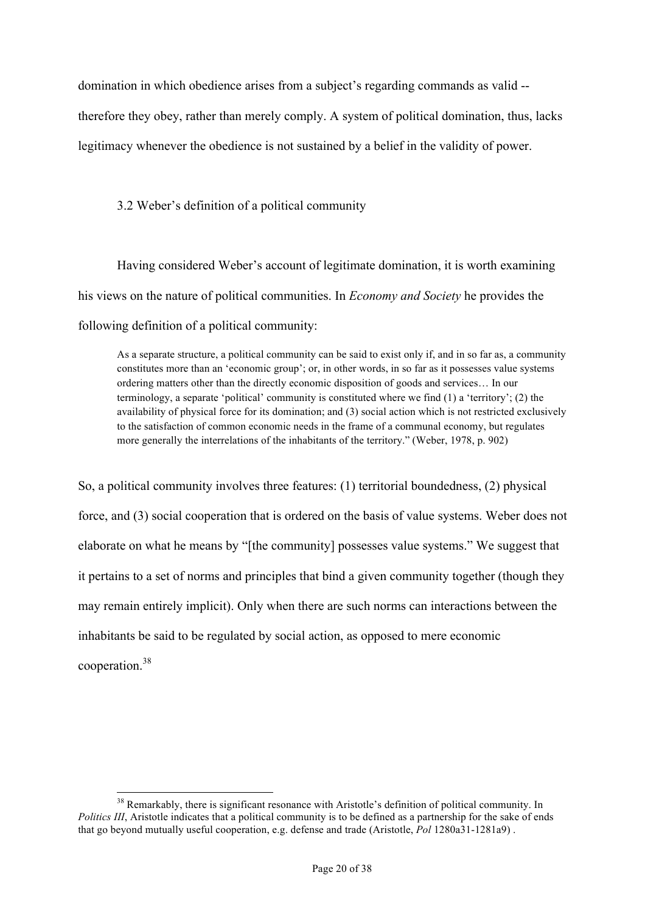domination in which obedience arises from a subject's regarding commands as valid -- therefore they obey, rather than merely comply. A system of political domination, thus, lacks legitimacy whenever the obedience is not sustained by a belief in the validity of power.

### 3.2 Weber's definition of a political community

Having considered Weber's account of legitimate domination, it is worth examining his views on the nature of political communities. In *Economy and Society* he provides the following definition of a political community:

> As a separate structure, a political community can be said to exist only if, and in so far as, a community constitutes more than an 'economic group'; or, in other words, in so far as it possesses value systems ordering matters other than the directly economic disposition of goods and services… In our terminology, a separate 'political' community is constituted where we find (1) a 'territory'; (2) the availability of physical force for its domination; and (3) social action which is not restricted exclusively to the satisfaction of common economic needs in the frame of a communal economy, but regulates more generally the interrelations of the inhabitants of the territory." (Weber, 1978, p. 902)

So, a political community involves three features: (1) territorial boundedness, (2) physical force, and (3) social cooperation that is ordered on the basis of value systems. Weber does not elaborate on what he means by "[the community] possesses value systems." We suggest that it pertains to a set of norms and principles that bind a given community together (though they may remain entirely implicit). Only when there are such norms can interactions between the inhabitants be said to be regulated by social action, as opposed to mere economic cooperation.[38]

---

[38] Remarkably, there is significant resonance with Aristotle's definition of political community. In *Politics III*, Aristotle indicates that a political community is to be defined as a partnership for the sake of ends that go beyond mutually useful cooperation, e.g. defense and trade (Aristotle, *Pol* 1280a31-1281a9) .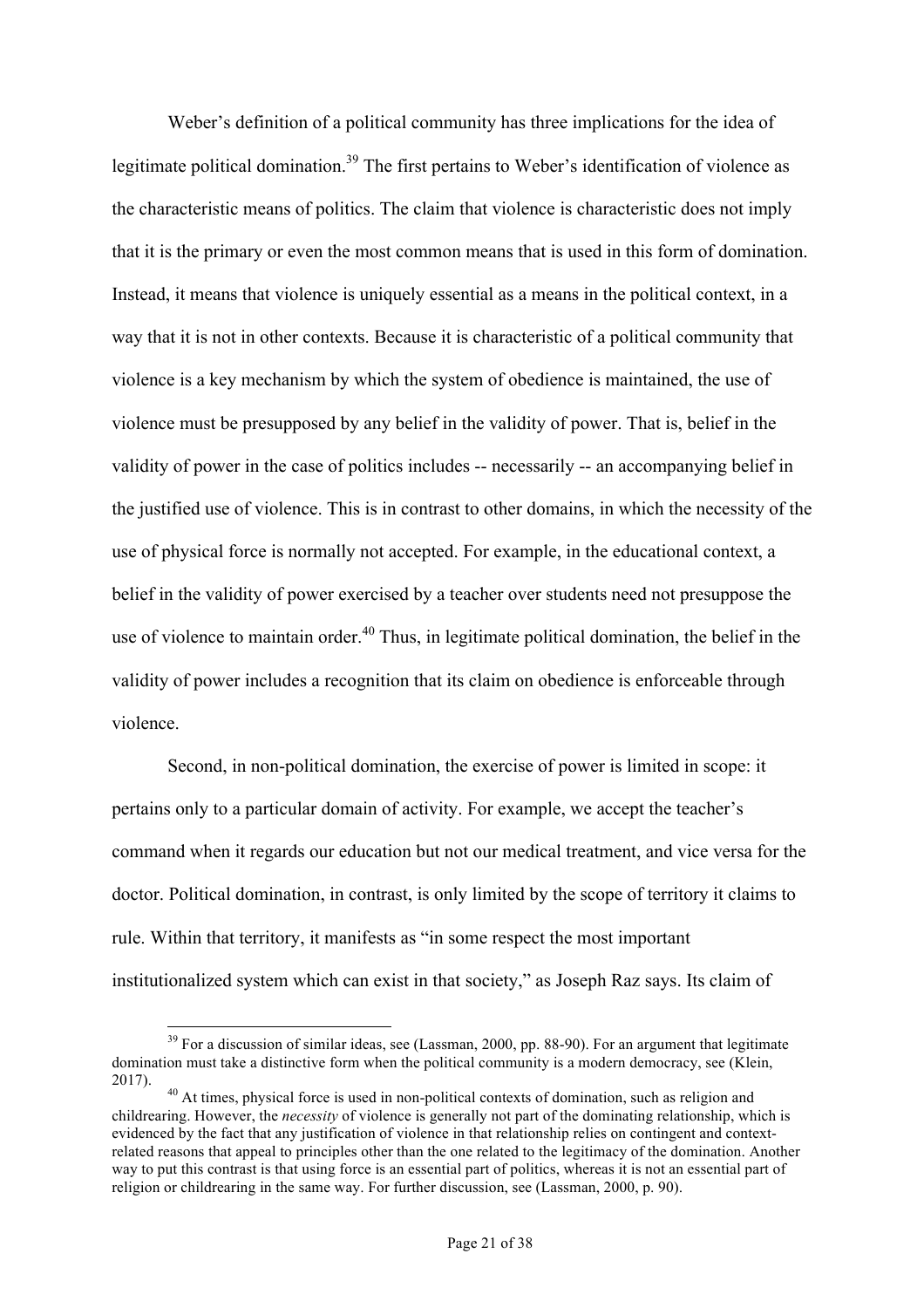Weber's definition of a political community has three implications for the idea of legitimate political domination.[39] The first pertains to Weber's identification of violence as the characteristic means of politics. The claim that violence is characteristic does not imply that it is the primary or even the most common means that is used in this form of domination. Instead, it means that violence is uniquely essential as a means in the political context, in a way that it is not in other contexts. Because it is characteristic of a political community that violence is a key mechanism by which the system of obedience is maintained, the use of violence must be presupposed by any belief in the validity of power. That is, belief in the validity of power in the case of politics includes -- necessarily -- an accompanying belief in the justified use of violence. This is in contrast to other domains, in which the necessity of the use of physical force is normally not accepted. For example, in the educational context, a belief in the validity of power exercised by a teacher over students need not presuppose the use of violence to maintain order.[40] Thus, in legitimate political domination, the belief in the validity of power includes a recognition that its claim on obedience is enforceable through violence.

Second, in non-political domination, the exercise of power is limited in scope: it pertains only to a particular domain of activity. For example, we accept the teacher's command when it regards our education but not our medical treatment, and vice versa for the doctor. Political domination, in contrast, is only limited by the scope of territory it claims to rule. Within that territory, it manifests as "in some respect the most important institutionalized system which can exist in that society," as Joseph Raz says. Its claim of

[39] For a discussion of similar ideas, see (Lassman, 2000, pp. 88-90). For an argument that legitimate domination must take a distinctive form when the political community is a modern democracy, see (Klein, 2017).

[40] At times, physical force is used in non-political contexts of domination, such as religion and childrearing. However, the *necessity* of violence is generally not part of the dominating relationship, which is evidenced by the fact that any justification of violence in that relationship relies on contingent and context-related reasons that appeal to principles other than the one related to the legitimacy of the domination. Another way to put this contrast is that using force is an essential part of politics, whereas it is not an essential part of religion or childrearing in the same way. For further discussion, see (Lassman, 2000, p. 90).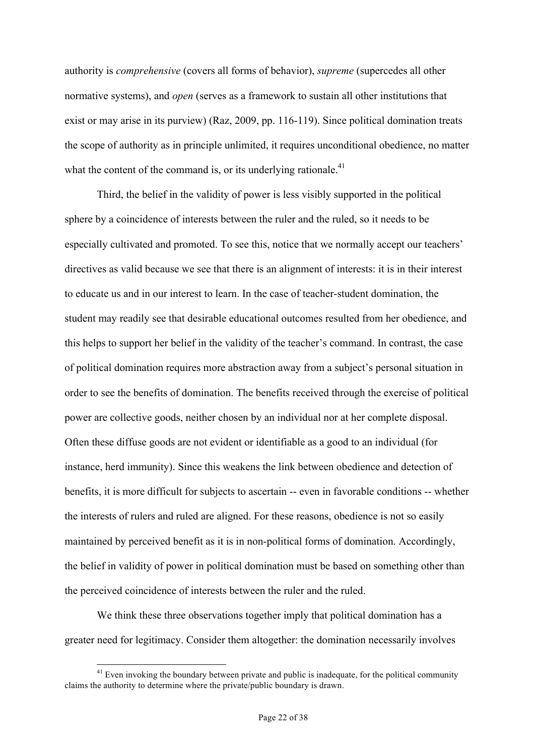authority is *comprehensive* (covers all forms of behavior), *supreme* (supercedes all other normative systems), and *open* (serves as a framework to sustain all other institutions that exist or may arise in its purview) (Raz, 2009, pp. 116-119). Since political domination treats the scope of authority as in principle unlimited, it requires unconditional obedience, no matter what the content of the command is, or its underlying rationale.[41]

Third, the belief in the validity of power is less visibly supported in the political sphere by a coincidence of interests between the ruler and the ruled, so it needs to be especially cultivated and promoted. To see this, notice that we normally accept our teachers' directives as valid because we see that there is an alignment of interests: it is in their interest to educate us and in our interest to learn. In the case of teacher-student domination, the student may readily see that desirable educational outcomes resulted from her obedience, and this helps to support her belief in the validity of the teacher's command. In contrast, the case of political domination requires more abstraction away from a subject's personal situation in order to see the benefits of domination. The benefits received through the exercise of political power are collective goods, neither chosen by an individual nor at her complete disposal. Often these diffuse goods are not evident or identifiable as a good to an individual (for instance, herd immunity). Since this weakens the link between obedience and detection of benefits, it is more difficult for subjects to ascertain -- even in favorable conditions -- whether the interests of rulers and ruled are aligned. For these reasons, obedience is not so easily maintained by perceived benefit as it is in non-political forms of domination. Accordingly, the belief in validity of power in political domination must be based on something other than the perceived coincidence of interests between the ruler and the ruled.

We think these three observations together imply that political domination has a greater need for legitimacy. Consider them altogether: the domination necessarily involves

[41] Even invoking the boundary between private and public is inadequate, for the political community claims the authority to determine where the private/public boundary is drawn.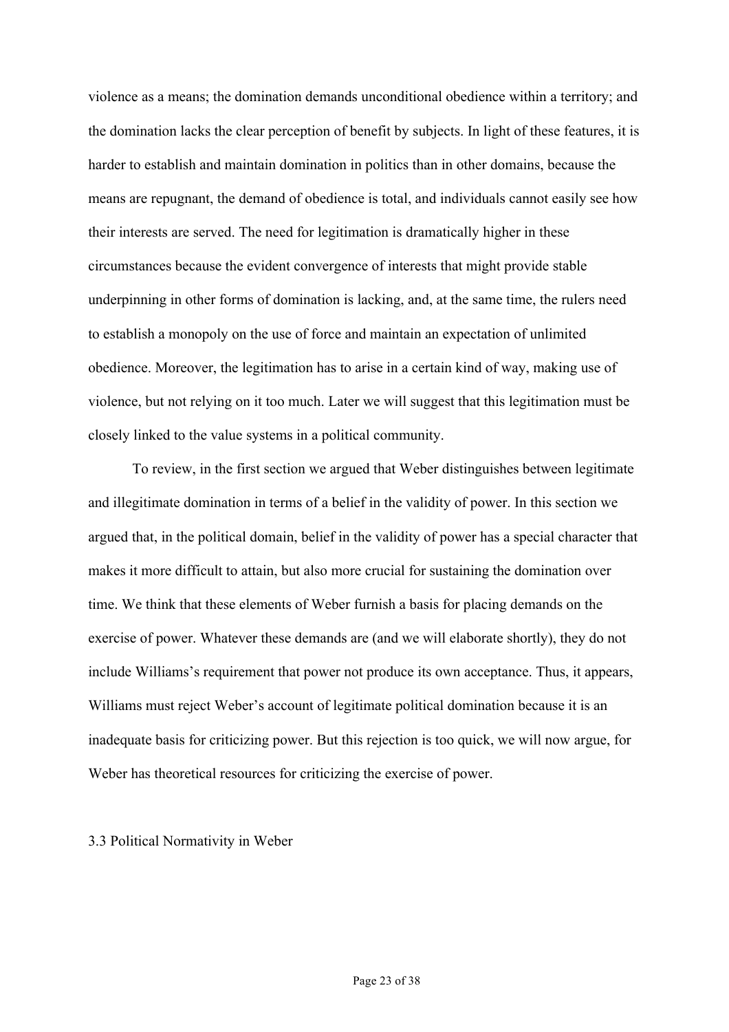violence as a means; the domination demands unconditional obedience within a territory; and the domination lacks the clear perception of benefit by subjects. In light of these features, it is harder to establish and maintain domination in politics than in other domains, because the means are repugnant, the demand of obedience is total, and individuals cannot easily see how their interests are served. The need for legitimation is dramatically higher in these circumstances because the evident convergence of interests that might provide stable underpinning in other forms of domination is lacking, and, at the same time, the rulers need to establish a monopoly on the use of force and maintain an expectation of unlimited obedience. Moreover, the legitimation has to arise in a certain kind of way, making use of violence, but not relying on it too much. Later we will suggest that this legitimation must be closely linked to the value systems in a political community.

To review, in the first section we argued that Weber distinguishes between legitimate and illegitimate domination in terms of a belief in the validity of power. In this section we argued that, in the political domain, belief in the validity of power has a special character that makes it more difficult to attain, but also more crucial for sustaining the domination over time. We think that these elements of Weber furnish a basis for placing demands on the exercise of power. Whatever these demands are (and we will elaborate shortly), they do not include Williams's requirement that power not produce its own acceptance. Thus, it appears, Williams must reject Weber's account of legitimate political domination because it is an inadequate basis for criticizing power. But this rejection is too quick, we will now argue, for Weber has theoretical resources for criticizing the exercise of power.

### 3.3 Political Normativity in Weber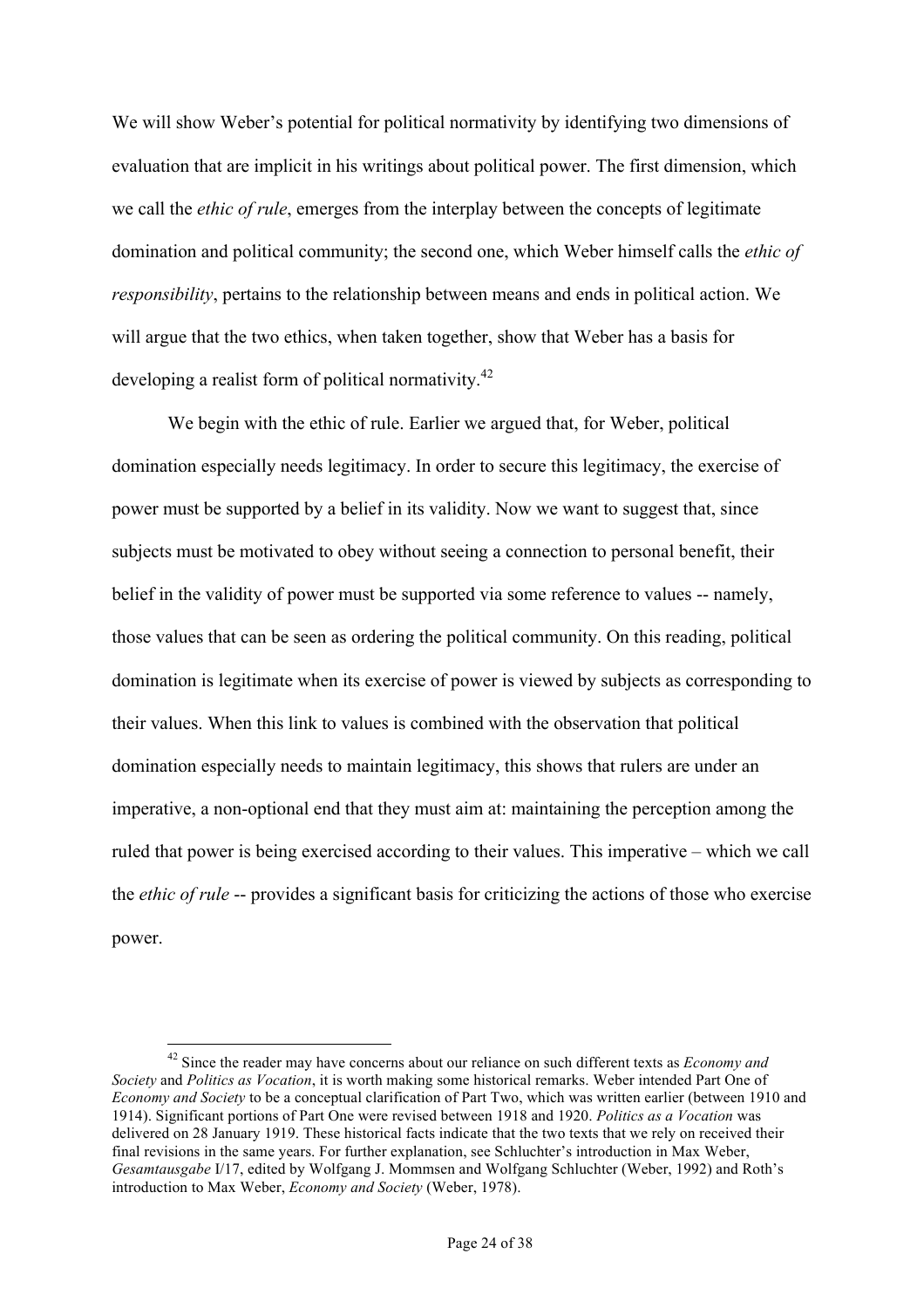We will show Weber's potential for political normativity by identifying two dimensions of evaluation that are implicit in his writings about political power. The first dimension, which we call the *ethic of rule*, emerges from the interplay between the concepts of legitimate domination and political community; the second one, which Weber himself calls the *ethic of responsibility*, pertains to the relationship between means and ends in political action. We will argue that the two ethics, when taken together, show that Weber has a basis for developing a realist form of political normativity.[42]

We begin with the ethic of rule. Earlier we argued that, for Weber, political domination especially needs legitimacy. In order to secure this legitimacy, the exercise of power must be supported by a belief in its validity. Now we want to suggest that, since subjects must be motivated to obey without seeing a connection to personal benefit, their belief in the validity of power must be supported via some reference to values -- namely, those values that can be seen as ordering the political community. On this reading, political domination is legitimate when its exercise of power is viewed by subjects as corresponding to their values. When this link to values is combined with the observation that political domination especially needs to maintain legitimacy, this shows that rulers are under an imperative, a non-optional end that they must aim at: maintaining the perception among the ruled that power is being exercised according to their values. This imperative – which we call the *ethic of rule* -- provides a significant basis for criticizing the actions of those who exercise power.

[42] Since the reader may have concerns about our reliance on such different texts as *Economy and Society* and *Politics as Vocation*, it is worth making some historical remarks. Weber intended Part One of *Economy and Society* to be a conceptual clarification of Part Two, which was written earlier (between 1910 and 1914). Significant portions of Part One were revised between 1918 and 1920. *Politics as a Vocation* was delivered on 28 January 1919. These historical facts indicate that the two texts that we rely on received their final revisions in the same years. For further explanation, see Schluchter's introduction in Max Weber, *Gesamtausgabe* I/17, edited by Wolfgang J. Mommsen and Wolfgang Schluchter (Weber, 1992) and Roth's introduction to Max Weber, *Economy and Society* (Weber, 1978).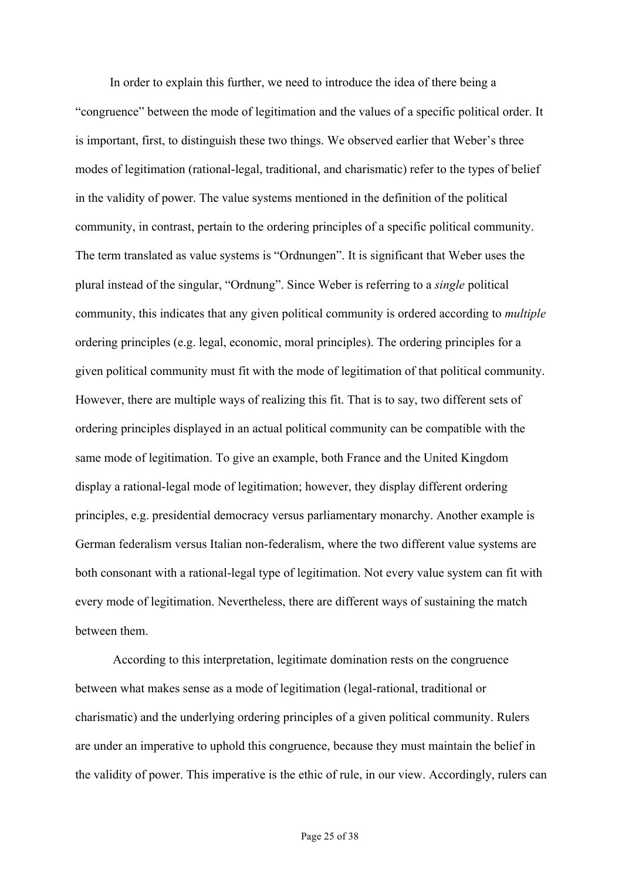In order to explain this further, we need to introduce the idea of there being a "congruence" between the mode of legitimation and the values of a specific political order. It is important, first, to distinguish these two things. We observed earlier that Weber's three modes of legitimation (rational-legal, traditional, and charismatic) refer to the types of belief in the validity of power. The value systems mentioned in the definition of the political community, in contrast, pertain to the ordering principles of a specific political community. The term translated as value systems is "Ordnungen". It is significant that Weber uses the plural instead of the singular, "Ordnung". Since Weber is referring to a *single* political community, this indicates that any given political community is ordered according to *multiple* ordering principles (e.g. legal, economic, moral principles). The ordering principles for a given political community must fit with the mode of legitimation of that political community. However, there are multiple ways of realizing this fit. That is to say, two different sets of ordering principles displayed in an actual political community can be compatible with the same mode of legitimation. To give an example, both France and the United Kingdom display a rational-legal mode of legitimation; however, they display different ordering principles, e.g. presidential democracy versus parliamentary monarchy. Another example is German federalism versus Italian non-federalism, where the two different value systems are both consonant with a rational-legal type of legitimation. Not every value system can fit with every mode of legitimation. Nevertheless, there are different ways of sustaining the match between them.

According to this interpretation, legitimate domination rests on the congruence between what makes sense as a mode of legitimation (legal-rational, traditional or charismatic) and the underlying ordering principles of a given political community. Rulers are under an imperative to uphold this congruence, because they must maintain the belief in the validity of power. This imperative is the ethic of rule, in our view. Accordingly, rulers can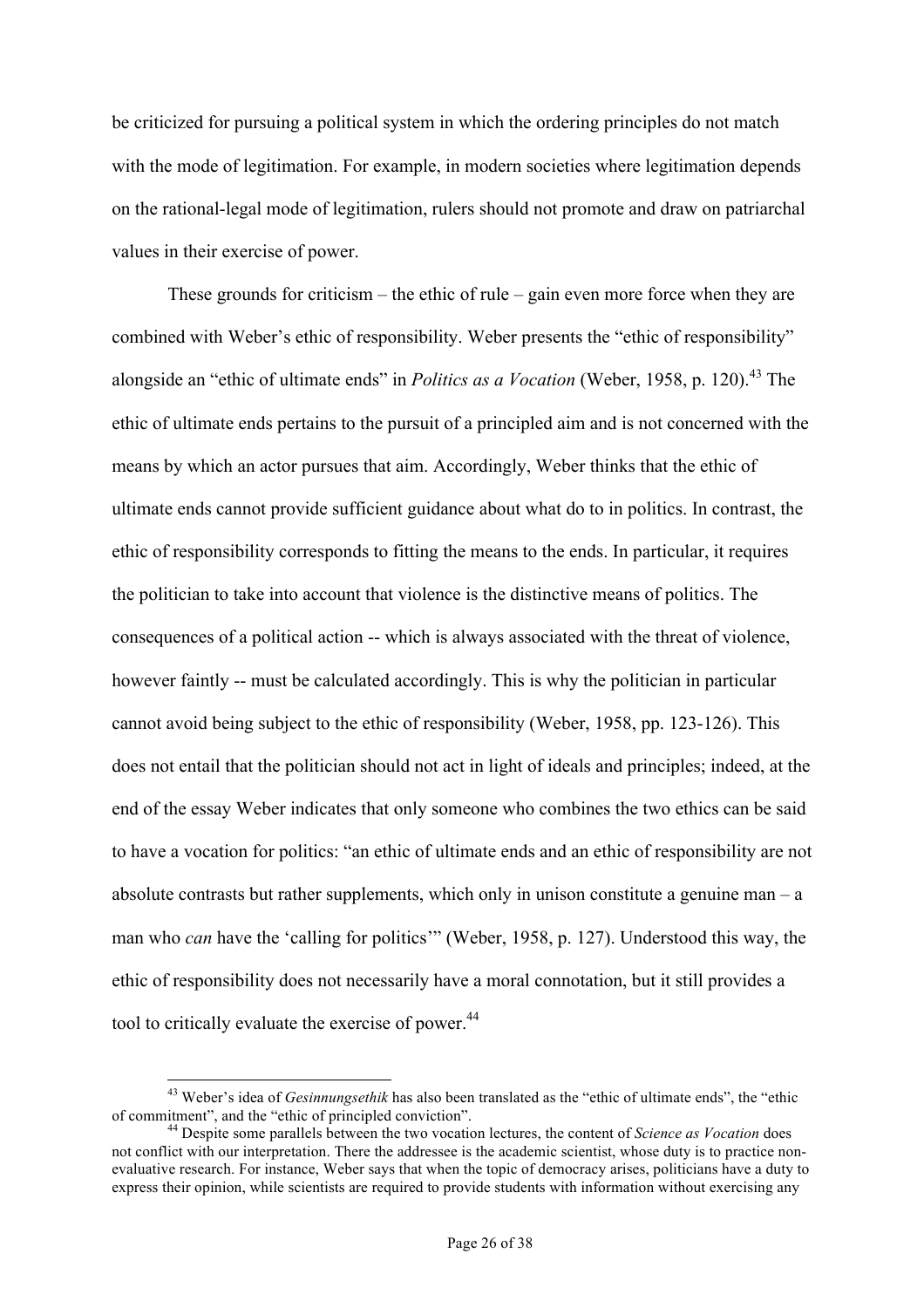be criticized for pursuing a political system in which the ordering principles do not match with the mode of legitimation. For example, in modern societies where legitimation depends on the rational-legal mode of legitimation, rulers should not promote and draw on patriarchal values in their exercise of power.

These grounds for criticism – the ethic of rule – gain even more force when they are combined with Weber's ethic of responsibility. Weber presents the "ethic of responsibility" alongside an "ethic of ultimate ends" in *Politics as a Vocation* (Weber, 1958, p. 120).[43] The ethic of ultimate ends pertains to the pursuit of a principled aim and is not concerned with the means by which an actor pursues that aim. Accordingly, Weber thinks that the ethic of ultimate ends cannot provide sufficient guidance about what do to in politics. In contrast, the ethic of responsibility corresponds to fitting the means to the ends. In particular, it requires the politician to take into account that violence is the distinctive means of politics. The consequences of a political action -- which is always associated with the threat of violence, however faintly -- must be calculated accordingly. This is why the politician in particular cannot avoid being subject to the ethic of responsibility (Weber, 1958, pp. 123-126). This does not entail that the politician should not act in light of ideals and principles; indeed, at the end of the essay Weber indicates that only someone who combines the two ethics can be said to have a vocation for politics: "an ethic of ultimate ends and an ethic of responsibility are not absolute contrasts but rather supplements, which only in unison constitute a genuine man – a man who *can* have the 'calling for politics'" (Weber, 1958, p. 127). Understood this way, the ethic of responsibility does not necessarily have a moral connotation, but it still provides a tool to critically evaluate the exercise of power.[44]

---

[43] Weber's idea of *Gesinnungsethik* has also been translated as the "ethic of ultimate ends", the "ethic of commitment", and the "ethic of principled conviction".

[44] Despite some parallels between the two vocation lectures, the content of *Science as Vocation* does not conflict with our interpretation. There the addressee is the academic scientist, whose duty is to practice non-evaluative research. For instance, Weber says that when the topic of democracy arises, politicians have a duty to express their opinion, while scientists are required to provide students with information without exercising any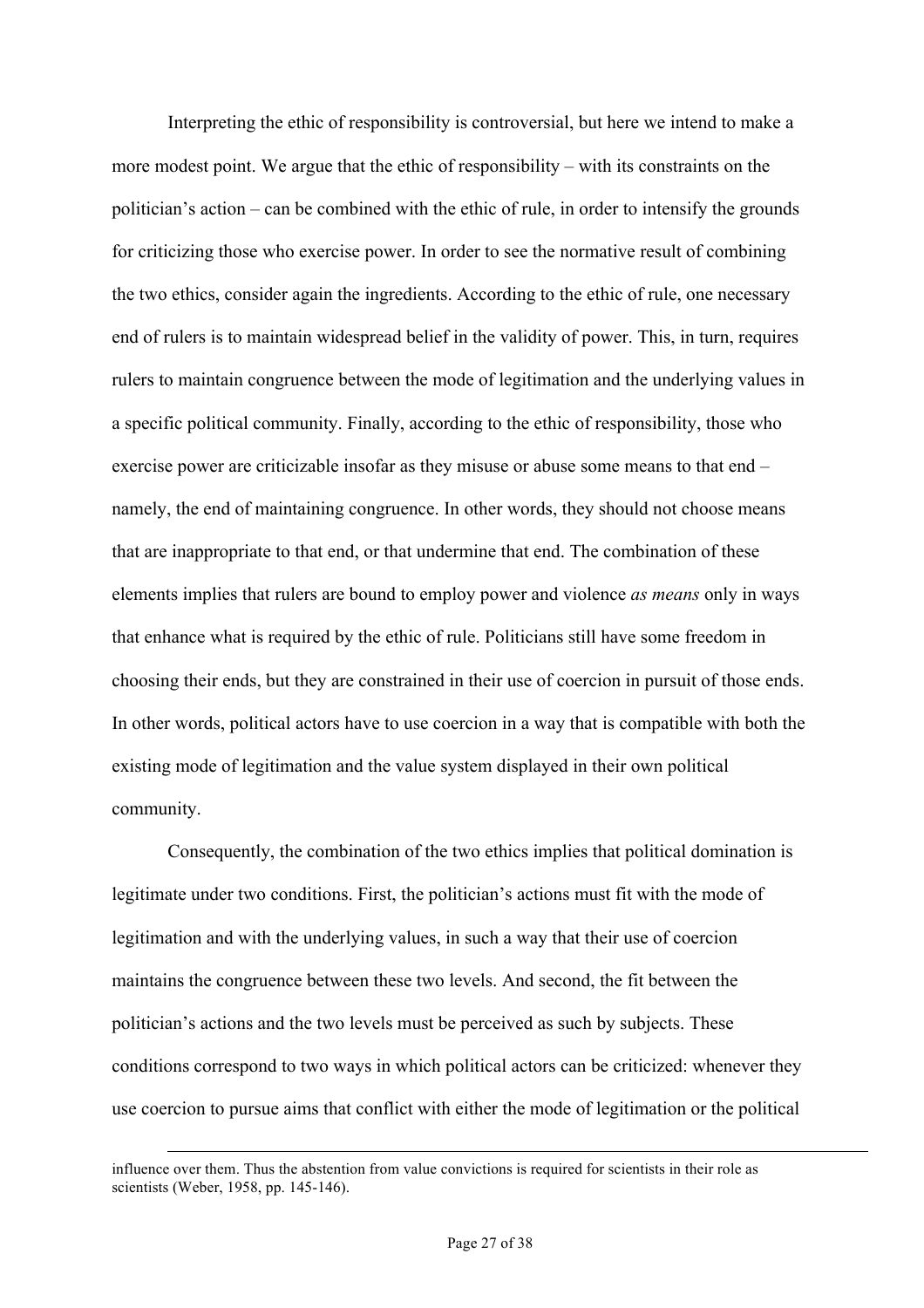Interpreting the ethic of responsibility is controversial, but here we intend to make a more modest point. We argue that the ethic of responsibility – with its constraints on the politician's action – can be combined with the ethic of rule, in order to intensify the grounds for criticizing those who exercise power. In order to see the normative result of combining the two ethics, consider again the ingredients. According to the ethic of rule, one necessary end of rulers is to maintain widespread belief in the validity of power. This, in turn, requires rulers to maintain congruence between the mode of legitimation and the underlying values in a specific political community. Finally, according to the ethic of responsibility, those who exercise power are criticizable insofar as they misuse or abuse some means to that end – namely, the end of maintaining congruence. In other words, they should not choose means that are inappropriate to that end, or that undermine that end. The combination of these elements implies that rulers are bound to employ power and violence *as means* only in ways that enhance what is required by the ethic of rule. Politicians still have some freedom in choosing their ends, but they are constrained in their use of coercion in pursuit of those ends. In other words, political actors have to use coercion in a way that is compatible with both the existing mode of legitimation and the value system displayed in their own political community.

Consequently, the combination of the two ethics implies that political domination is legitimate under two conditions. First, the politician's actions must fit with the mode of legitimation and with the underlying values, in such a way that their use of coercion maintains the congruence between these two levels. And second, the fit between the politician's actions and the two levels must be perceived as such by subjects. These conditions correspond to two ways in which political actors can be criticized: whenever they use coercion to pursue aims that conflict with either the mode of legitimation or the political

influence over them. Thus the abstention from value convictions is required for scientists in their role as scientists (Weber, 1958, pp. 145-146).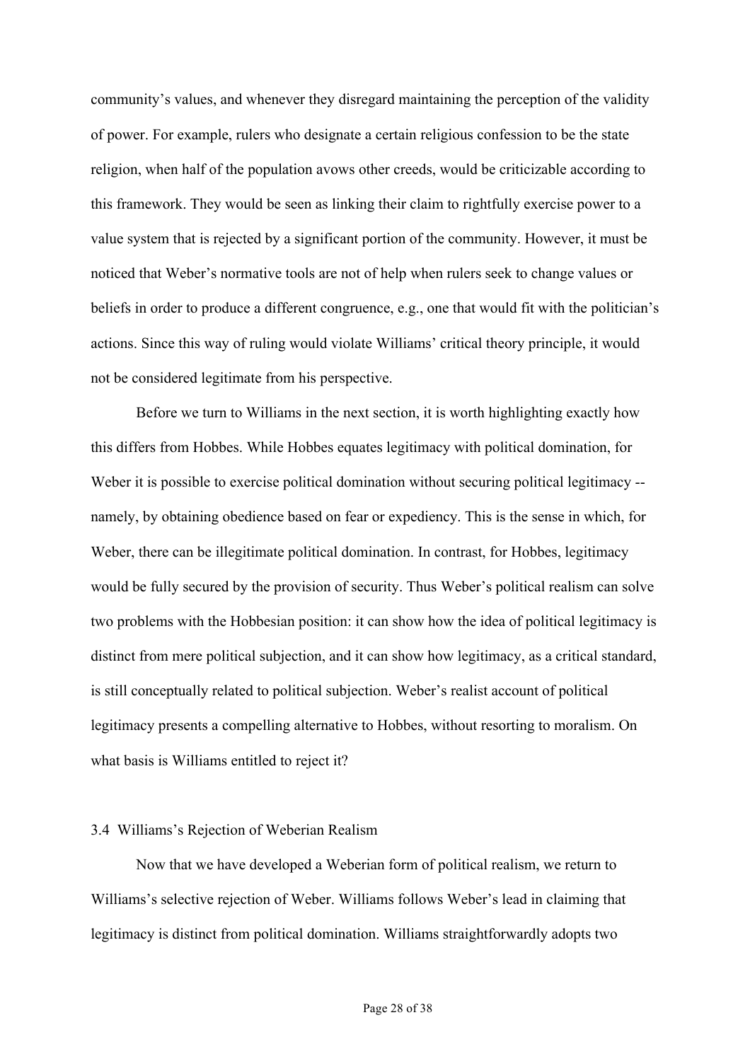community's values, and whenever they disregard maintaining the perception of the validity of power. For example, rulers who designate a certain religious confession to be the state religion, when half of the population avows other creeds, would be criticizable according to this framework. They would be seen as linking their claim to rightfully exercise power to a value system that is rejected by a significant portion of the community. However, it must be noticed that Weber's normative tools are not of help when rulers seek to change values or beliefs in order to produce a different congruence, e.g., one that would fit with the politician's actions. Since this way of ruling would violate Williams' critical theory principle, it would not be considered legitimate from his perspective.

Before we turn to Williams in the next section, it is worth highlighting exactly how this differs from Hobbes. While Hobbes equates legitimacy with political domination, for Weber it is possible to exercise political domination without securing political legitimacy -- namely, by obtaining obedience based on fear or expediency. This is the sense in which, for Weber, there can be illegitimate political domination. In contrast, for Hobbes, legitimacy would be fully secured by the provision of security. Thus Weber's political realism can solve two problems with the Hobbesian position: it can show how the idea of political legitimacy is distinct from mere political subjection, and it can show how legitimacy, as a critical standard, is still conceptually related to political subjection. Weber's realist account of political legitimacy presents a compelling alternative to Hobbes, without resorting to moralism. On what basis is Williams entitled to reject it?

### 3.4 Williams's Rejection of Weberian Realism

Now that we have developed a Weberian form of political realism, we return to Williams's selective rejection of Weber. Williams follows Weber's lead in claiming that legitimacy is distinct from political domination. Williams straightforwardly adopts two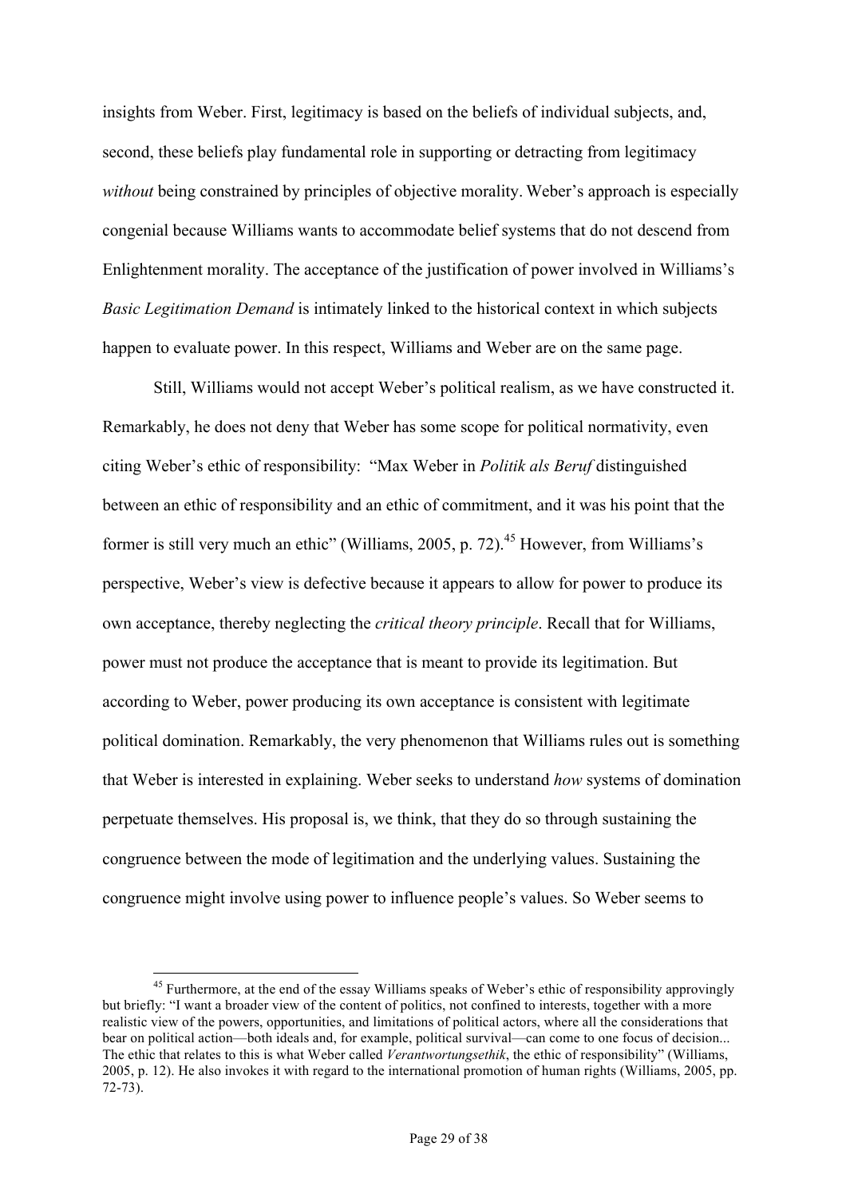insights from Weber. First, legitimacy is based on the beliefs of individual subjects, and, second, these beliefs play fundamental role in supporting or detracting from legitimacy *without* being constrained by principles of objective morality. Weber's approach is especially congenial because Williams wants to accommodate belief systems that do not descend from Enlightenment morality. The acceptance of the justification of power involved in Williams's *Basic Legitimation Demand* is intimately linked to the historical context in which subjects happen to evaluate power. In this respect, Williams and Weber are on the same page.

Still, Williams would not accept Weber's political realism, as we have constructed it. Remarkably, he does not deny that Weber has some scope for political normativity, even citing Weber's ethic of responsibility: "Max Weber in *Politik als Beruf* distinguished between an ethic of responsibility and an ethic of commitment, and it was his point that the former is still very much an ethic" (Williams, 2005, p. 72).[45] However, from Williams's perspective, Weber's view is defective because it appears to allow for power to produce its own acceptance, thereby neglecting the *critical theory principle*. Recall that for Williams, power must not produce the acceptance that is meant to provide its legitimation. But according to Weber, power producing its own acceptance is consistent with legitimate political domination. Remarkably, the very phenomenon that Williams rules out is something that Weber is interested in explaining. Weber seeks to understand *how* systems of domination perpetuate themselves. His proposal is, we think, that they do so through sustaining the congruence between the mode of legitimation and the underlying values. Sustaining the congruence might involve using power to influence people's values. So Weber seems to

[45] Furthermore, at the end of the essay Williams speaks of Weber's ethic of responsibility approvingly but briefly: "I want a broader view of the content of politics, not confined to interests, together with a more realistic view of the powers, opportunities, and limitations of political actors, where all the considerations that bear on political action—both ideals and, for example, political survival—can come to one focus of decision... The ethic that relates to this is what Weber called *Verantwortungsethik*, the ethic of responsibility" (Williams, 2005, p. 12). He also invokes it with regard to the international promotion of human rights (Williams, 2005, pp. 72-73).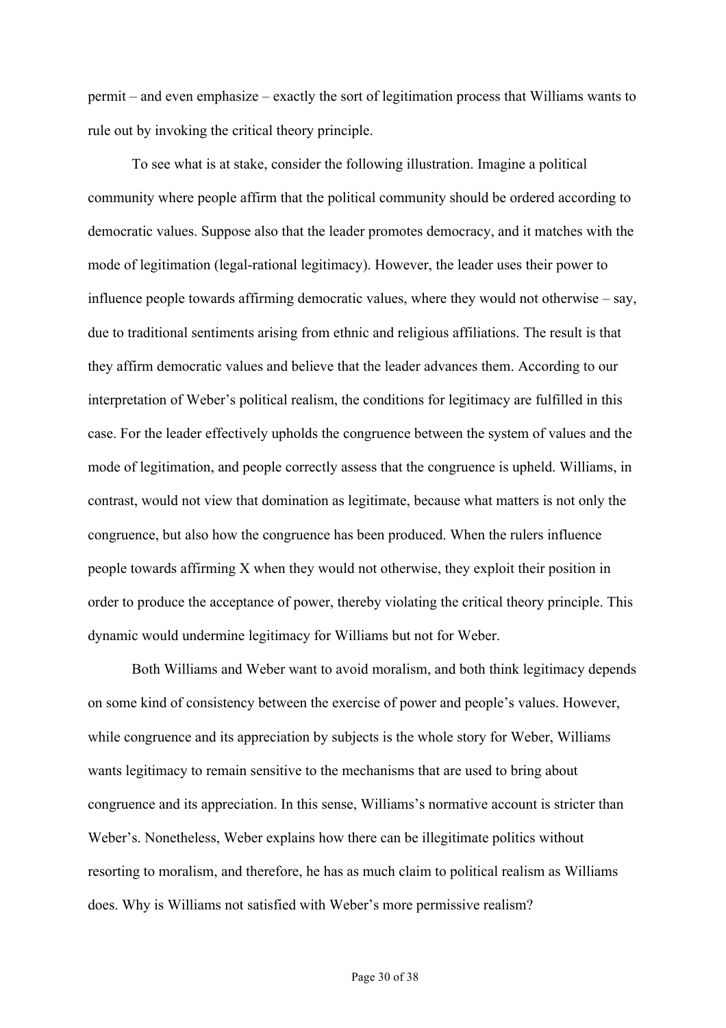permit – and even emphasize – exactly the sort of legitimation process that Williams wants to rule out by invoking the critical theory principle.

To see what is at stake, consider the following illustration. Imagine a political community where people affirm that the political community should be ordered according to democratic values. Suppose also that the leader promotes democracy, and it matches with the mode of legitimation (legal-rational legitimacy). However, the leader uses their power to influence people towards affirming democratic values, where they would not otherwise – say, due to traditional sentiments arising from ethnic and religious affiliations. The result is that they affirm democratic values and believe that the leader advances them. According to our interpretation of Weber's political realism, the conditions for legitimacy are fulfilled in this case. For the leader effectively upholds the congruence between the system of values and the mode of legitimation, and people correctly assess that the congruence is upheld. Williams, in contrast, would not view that domination as legitimate, because what matters is not only the congruence, but also how the congruence has been produced. When the rulers influence people towards affirming X when they would not otherwise, they exploit their position in order to produce the acceptance of power, thereby violating the critical theory principle. This dynamic would undermine legitimacy for Williams but not for Weber.

Both Williams and Weber want to avoid moralism, and both think legitimacy depends on some kind of consistency between the exercise of power and people's values. However, while congruence and its appreciation by subjects is the whole story for Weber, Williams wants legitimacy to remain sensitive to the mechanisms that are used to bring about congruence and its appreciation. In this sense, Williams's normative account is stricter than Weber's. Nonetheless, Weber explains how there can be illegitimate politics without resorting to moralism, and therefore, he has as much claim to political realism as Williams does. Why is Williams not satisfied with Weber's more permissive realism?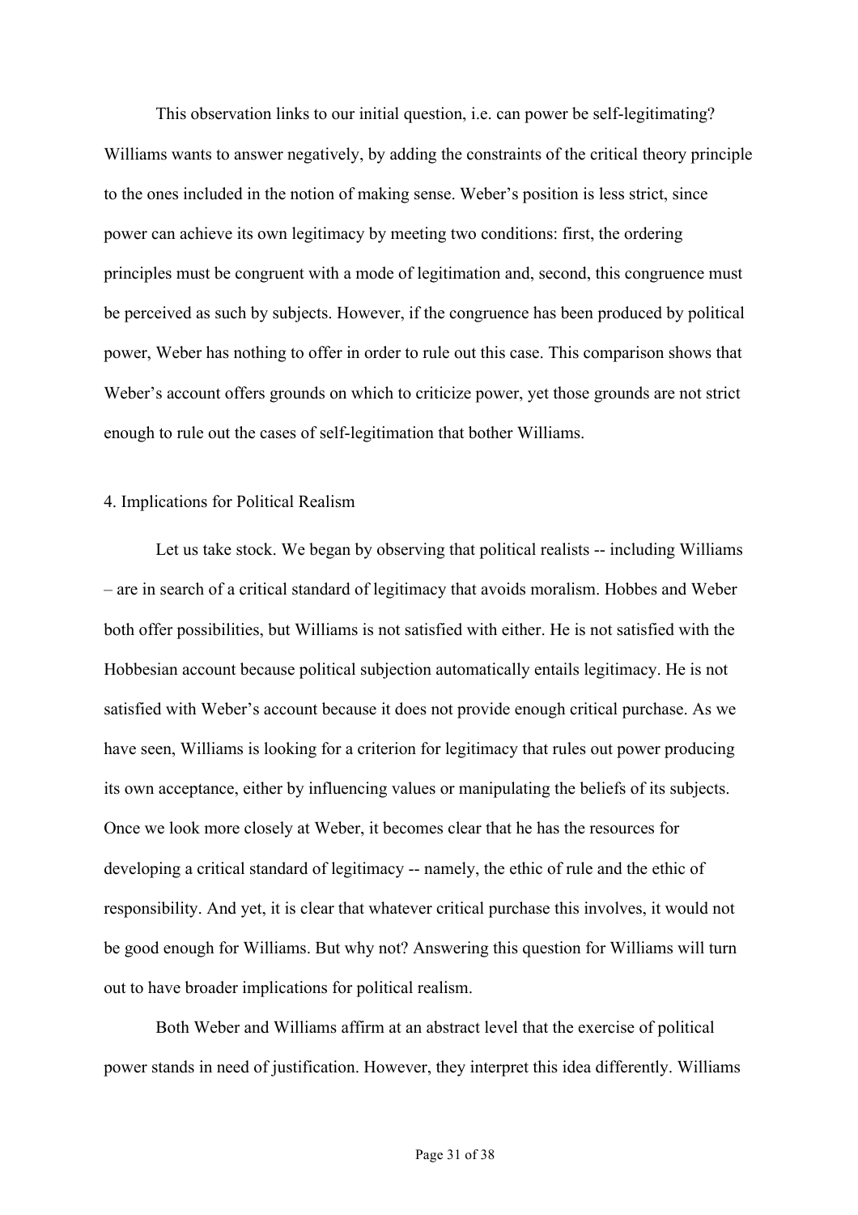This observation links to our initial question, i.e. can power be self-legitimating? Williams wants to answer negatively, by adding the constraints of the critical theory principle to the ones included in the notion of making sense. Weber's position is less strict, since power can achieve its own legitimacy by meeting two conditions: first, the ordering principles must be congruent with a mode of legitimation and, second, this congruence must be perceived as such by subjects. However, if the congruence has been produced by political power, Weber has nothing to offer in order to rule out this case. This comparison shows that Weber's account offers grounds on which to criticize power, yet those grounds are not strict enough to rule out the cases of self-legitimation that bother Williams.

## 4. Implications for Political Realism

Let us take stock. We began by observing that political realists -- including Williams – are in search of a critical standard of legitimacy that avoids moralism. Hobbes and Weber both offer possibilities, but Williams is not satisfied with either. He is not satisfied with the Hobbesian account because political subjection automatically entails legitimacy. He is not satisfied with Weber's account because it does not provide enough critical purchase. As we have seen, Williams is looking for a criterion for legitimacy that rules out power producing its own acceptance, either by influencing values or manipulating the beliefs of its subjects. Once we look more closely at Weber, it becomes clear that he has the resources for developing a critical standard of legitimacy -- namely, the ethic of rule and the ethic of responsibility. And yet, it is clear that whatever critical purchase this involves, it would not be good enough for Williams. But why not? Answering this question for Williams will turn out to have broader implications for political realism.

Both Weber and Williams affirm at an abstract level that the exercise of political power stands in need of justification. However, they interpret this idea differently. Williams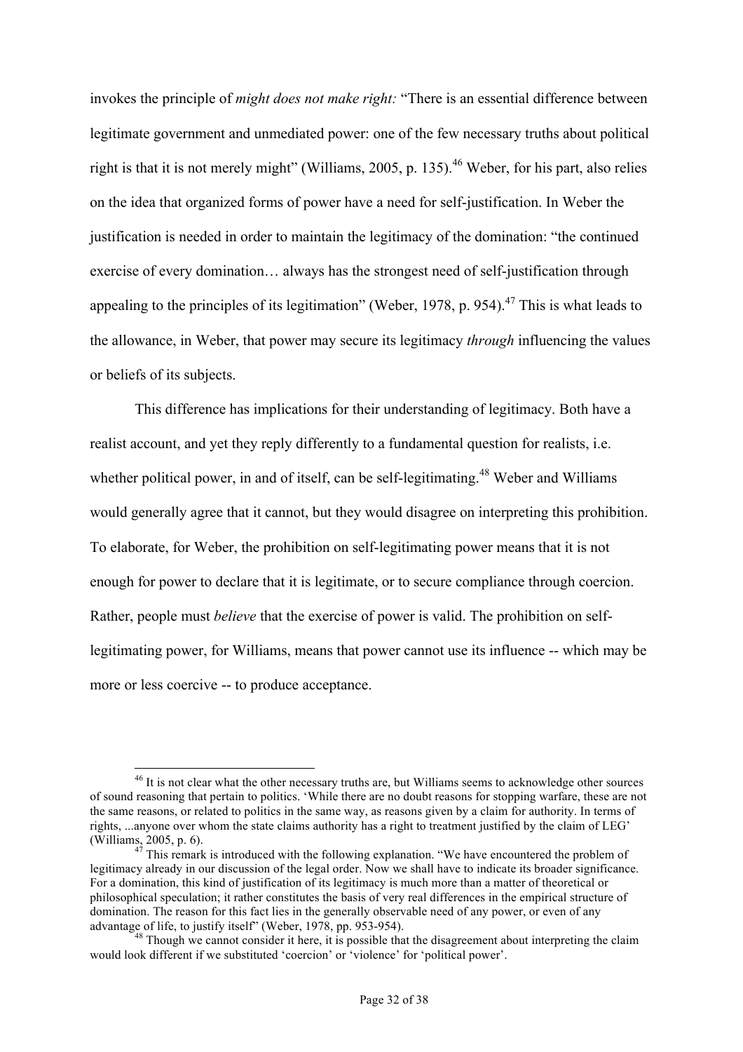invokes the principle of *might does not make right:* "There is an essential difference between legitimate government and unmediated power: one of the few necessary truths about political right is that it is not merely might" (Williams, 2005, p. 135).[46] Weber, for his part, also relies on the idea that organized forms of power have a need for self-justification. In Weber the justification is needed in order to maintain the legitimacy of the domination: "the continued exercise of every domination… always has the strongest need of self-justification through appealing to the principles of its legitimation" (Weber, 1978, p. 954).[47] This is what leads to the allowance, in Weber, that power may secure its legitimacy *through* influencing the values or beliefs of its subjects.

This difference has implications for their understanding of legitimacy. Both have a realist account, and yet they reply differently to a fundamental question for realists, i.e. whether political power, in and of itself, can be self-legitimating.[48] Weber and Williams would generally agree that it cannot, but they would disagree on interpreting this prohibition. To elaborate, for Weber, the prohibition on self-legitimating power means that it is not enough for power to declare that it is legitimate, or to secure compliance through coercion. Rather, people must *believe* that the exercise of power is valid. The prohibition on self-legitimating power, for Williams, means that power cannot use its influence -- which may be more or less coercive -- to produce acceptance.

---

[46] It is not clear what the other necessary truths are, but Williams seems to acknowledge other sources of sound reasoning that pertain to politics. 'While there are no doubt reasons for stopping warfare, these are not the same reasons, or related to politics in the same way, as reasons given by a claim for authority. In terms of rights, ...anyone over whom the state claims authority has a right to treatment justified by the claim of LEG' (Williams, 2005, p. 6).

[47] This remark is introduced with the following explanation. "We have encountered the problem of legitimacy already in our discussion of the legal order. Now we shall have to indicate its broader significance. For a domination, this kind of justification of its legitimacy is much more than a matter of theoretical or philosophical speculation; it rather constitutes the basis of very real differences in the empirical structure of domination. The reason for this fact lies in the generally observable need of any power, or even of any advantage of life, to justify itself" (Weber, 1978, pp. 953-954).

[48] Though we cannot consider it here, it is possible that the disagreement about interpreting the claim would look different if we substituted 'coercion' or 'violence' for 'political power'.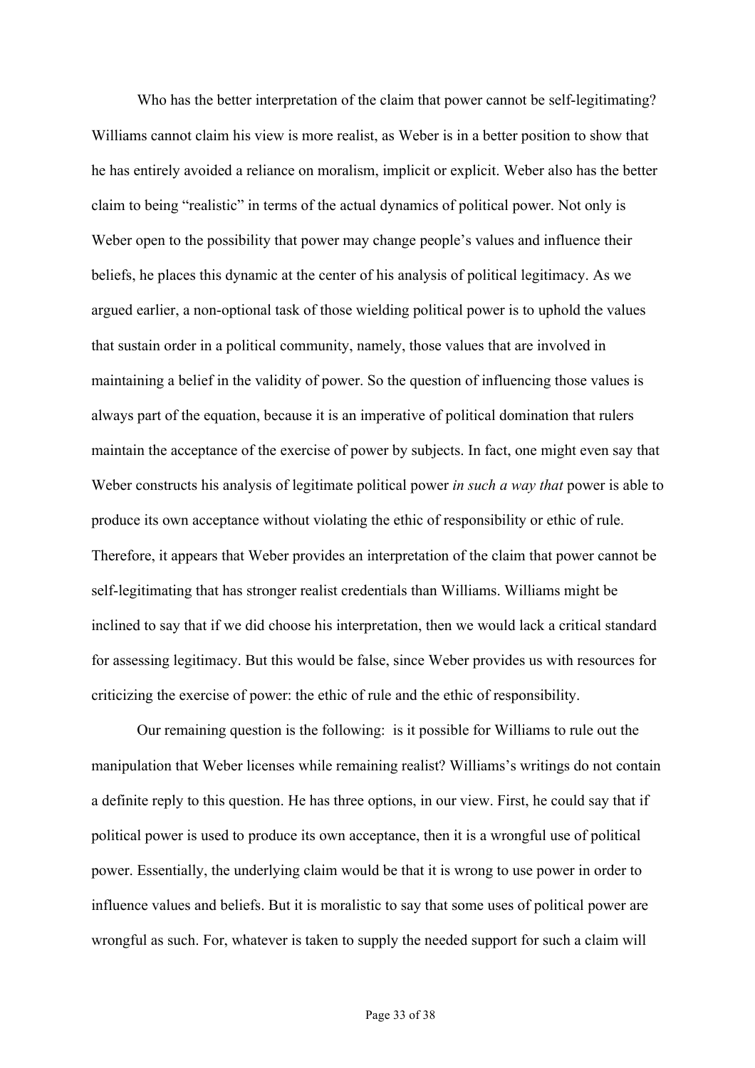Who has the better interpretation of the claim that power cannot be self-legitimating? Williams cannot claim his view is more realist, as Weber is in a better position to show that he has entirely avoided a reliance on moralism, implicit or explicit. Weber also has the better claim to being "realistic" in terms of the actual dynamics of political power. Not only is Weber open to the possibility that power may change people's values and influence their beliefs, he places this dynamic at the center of his analysis of political legitimacy. As we argued earlier, a non-optional task of those wielding political power is to uphold the values that sustain order in a political community, namely, those values that are involved in maintaining a belief in the validity of power. So the question of influencing those values is always part of the equation, because it is an imperative of political domination that rulers maintain the acceptance of the exercise of power by subjects. In fact, one might even say that Weber constructs his analysis of legitimate political power *in such a way that* power is able to produce its own acceptance without violating the ethic of responsibility or ethic of rule. Therefore, it appears that Weber provides an interpretation of the claim that power cannot be self-legitimating that has stronger realist credentials than Williams. Williams might be inclined to say that if we did choose his interpretation, then we would lack a critical standard for assessing legitimacy. But this would be false, since Weber provides us with resources for criticizing the exercise of power: the ethic of rule and the ethic of responsibility.

Our remaining question is the following: is it possible for Williams to rule out the manipulation that Weber licenses while remaining realist? Williams's writings do not contain a definite reply to this question. He has three options, in our view. First, he could say that if political power is used to produce its own acceptance, then it is a wrongful use of political power. Essentially, the underlying claim would be that it is wrong to use power in order to influence values and beliefs. But it is moralistic to say that some uses of political power are wrongful as such. For, whatever is taken to supply the needed support for such a claim will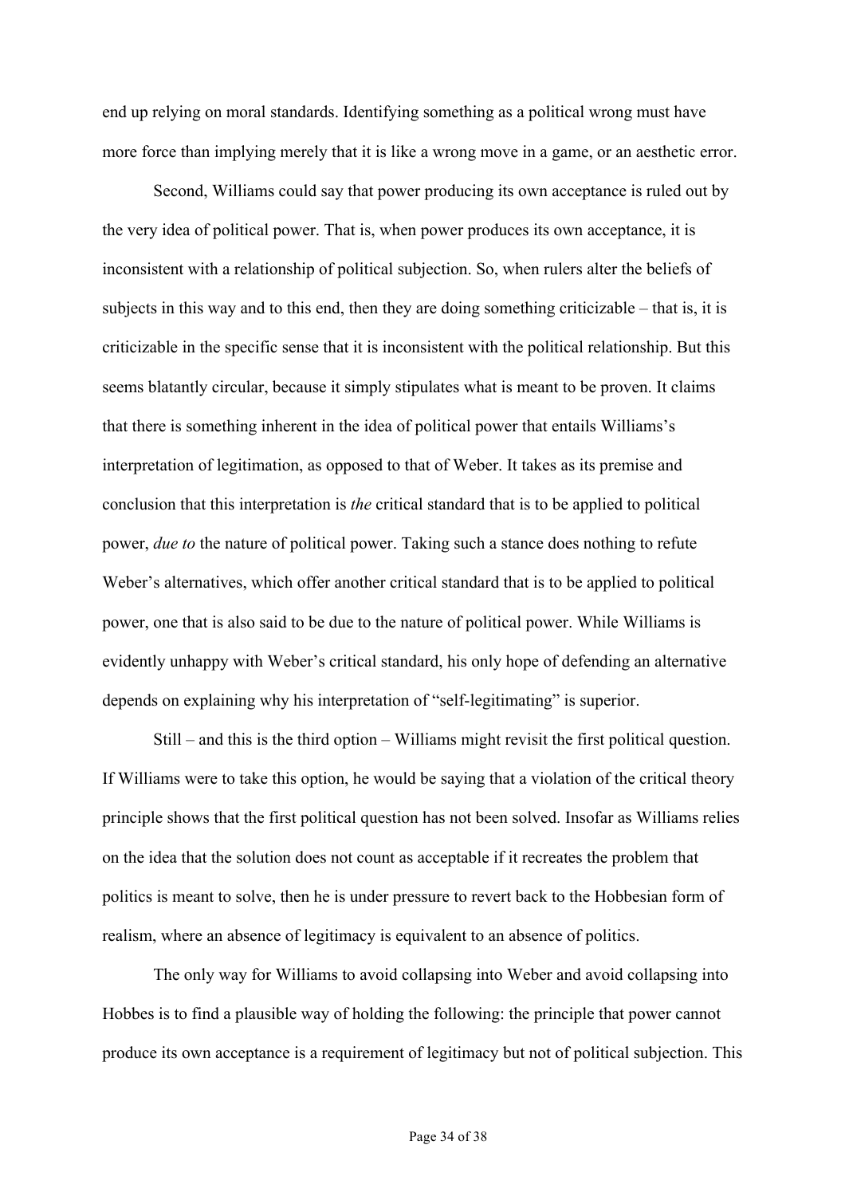end up relying on moral standards. Identifying something as a political wrong must have more force than implying merely that it is like a wrong move in a game, or an aesthetic error.

Second, Williams could say that power producing its own acceptance is ruled out by the very idea of political power. That is, when power produces its own acceptance, it is inconsistent with a relationship of political subjection. So, when rulers alter the beliefs of subjects in this way and to this end, then they are doing something criticizable – that is, it is criticizable in the specific sense that it is inconsistent with the political relationship. But this seems blatantly circular, because it simply stipulates what is meant to be proven. It claims that there is something inherent in the idea of political power that entails Williams's interpretation of legitimation, as opposed to that of Weber. It takes as its premise and conclusion that this interpretation is *the* critical standard that is to be applied to political power, *due to* the nature of political power. Taking such a stance does nothing to refute Weber's alternatives, which offer another critical standard that is to be applied to political power, one that is also said to be due to the nature of political power. While Williams is evidently unhappy with Weber's critical standard, his only hope of defending an alternative depends on explaining why his interpretation of "self-legitimating" is superior.

Still – and this is the third option – Williams might revisit the first political question. If Williams were to take this option, he would be saying that a violation of the critical theory principle shows that the first political question has not been solved. Insofar as Williams relies on the idea that the solution does not count as acceptable if it recreates the problem that politics is meant to solve, then he is under pressure to revert back to the Hobbesian form of realism, where an absence of legitimacy is equivalent to an absence of politics.

The only way for Williams to avoid collapsing into Weber and avoid collapsing into Hobbes is to find a plausible way of holding the following: the principle that power cannot produce its own acceptance is a requirement of legitimacy but not of political subjection. This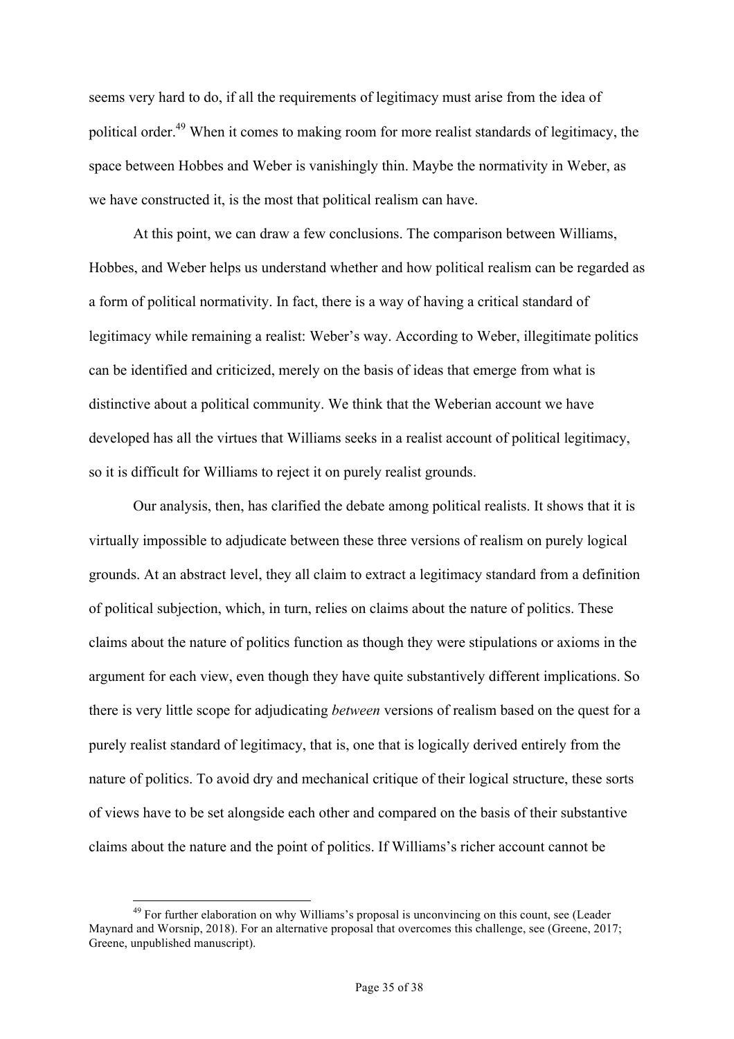seems very hard to do, if all the requirements of legitimacy must arise from the idea of political order.[49] When it comes to making room for more realist standards of legitimacy, the space between Hobbes and Weber is vanishingly thin. Maybe the normativity in Weber, as we have constructed it, is the most that political realism can have.

At this point, we can draw a few conclusions. The comparison between Williams, Hobbes, and Weber helps us understand whether and how political realism can be regarded as a form of political normativity. In fact, there is a way of having a critical standard of legitimacy while remaining a realist: Weber's way. According to Weber, illegitimate politics can be identified and criticized, merely on the basis of ideas that emerge from what is distinctive about a political community. We think that the Weberian account we have developed has all the virtues that Williams seeks in a realist account of political legitimacy, so it is difficult for Williams to reject it on purely realist grounds.

Our analysis, then, has clarified the debate among political realists. It shows that it is virtually impossible to adjudicate between these three versions of realism on purely logical grounds. At an abstract level, they all claim to extract a legitimacy standard from a definition of political subjection, which, in turn, relies on claims about the nature of politics. These claims about the nature of politics function as though they were stipulations or axioms in the argument for each view, even though they have quite substantively different implications. So there is very little scope for adjudicating *between* versions of realism based on the quest for a purely realist standard of legitimacy, that is, one that is logically derived entirely from the nature of politics. To avoid dry and mechanical critique of their logical structure, these sorts of views have to be set alongside each other and compared on the basis of their substantive claims about the nature and the point of politics. If Williams's richer account cannot be

[49] For further elaboration on why Williams's proposal is unconvincing on this count, see (Leader Maynard and Worsnip, 2018). For an alternative proposal that overcomes this challenge, see (Greene, 2017; Greene, unpublished manuscript).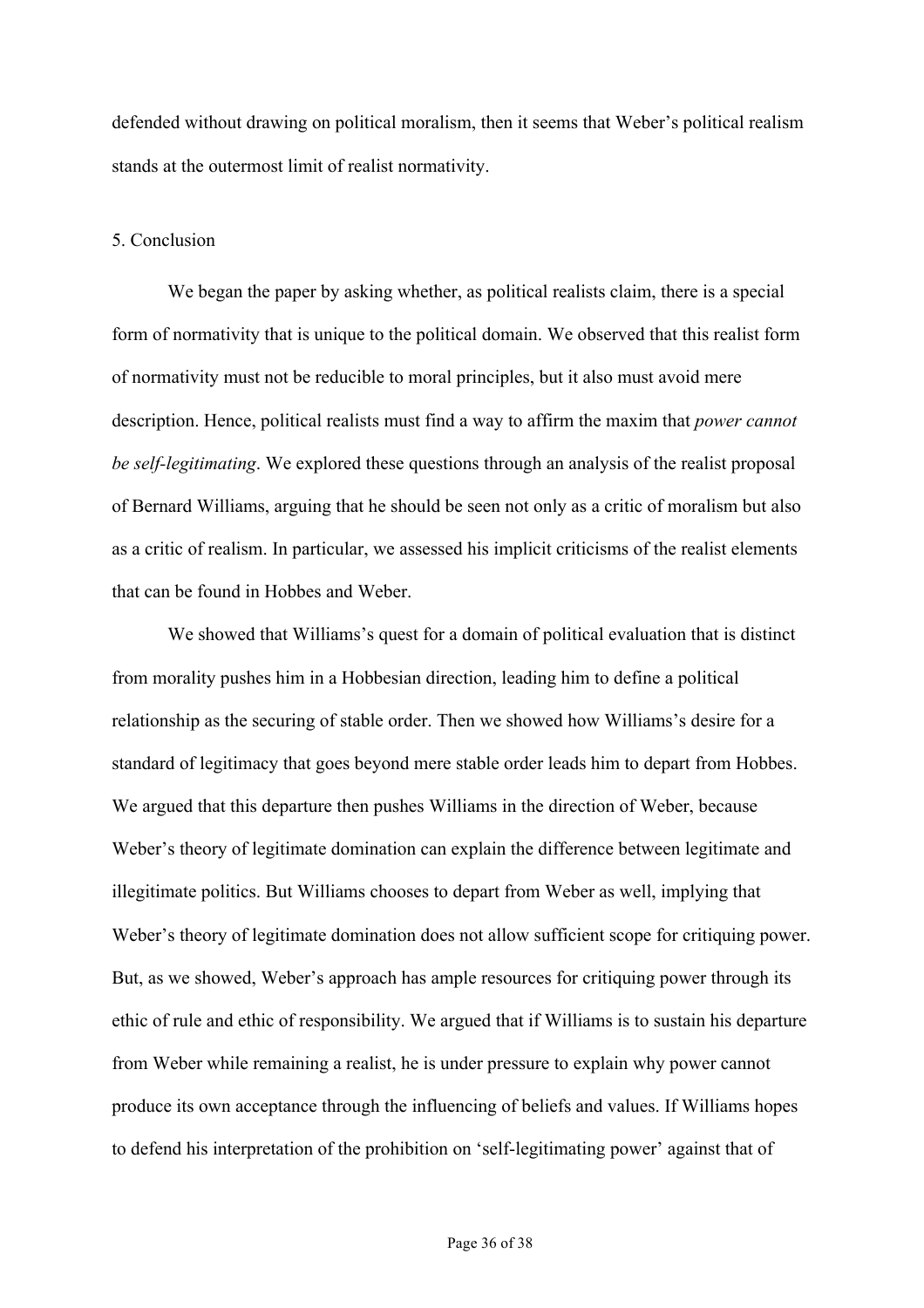defended without drawing on political moralism, then it seems that Weber's political realism stands at the outermost limit of realist normativity.

## 5. Conclusion

We began the paper by asking whether, as political realists claim, there is a special form of normativity that is unique to the political domain. We observed that this realist form of normativity must not be reducible to moral principles, but it also must avoid mere description. Hence, political realists must find a way to affirm the maxim that *power cannot be self-legitimating*. We explored these questions through an analysis of the realist proposal of Bernard Williams, arguing that he should be seen not only as a critic of moralism but also as a critic of realism. In particular, we assessed his implicit criticisms of the realist elements that can be found in Hobbes and Weber.

We showed that Williams's quest for a domain of political evaluation that is distinct from morality pushes him in a Hobbesian direction, leading him to define a political relationship as the securing of stable order. Then we showed how Williams's desire for a standard of legitimacy that goes beyond mere stable order leads him to depart from Hobbes. We argued that this departure then pushes Williams in the direction of Weber, because Weber's theory of legitimate domination can explain the difference between legitimate and illegitimate politics. But Williams chooses to depart from Weber as well, implying that Weber's theory of legitimate domination does not allow sufficient scope for critiquing power. But, as we showed, Weber's approach has ample resources for critiquing power through its ethic of rule and ethic of responsibility. We argued that if Williams is to sustain his departure from Weber while remaining a realist, he is under pressure to explain why power cannot produce its own acceptance through the influencing of beliefs and values. If Williams hopes to defend his interpretation of the prohibition on 'self-legitimating power' against that of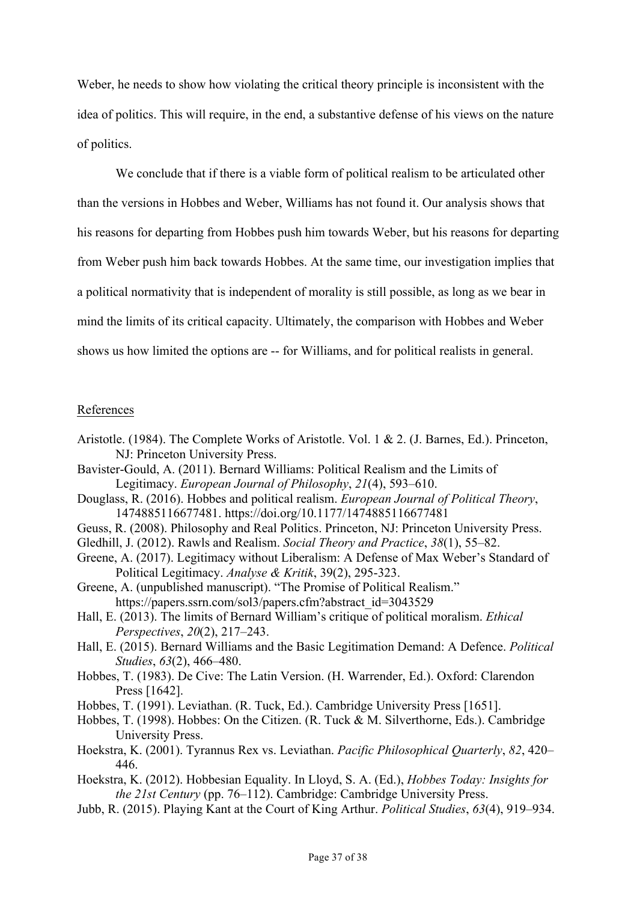Weber, he needs to show how violating the critical theory principle is inconsistent with the idea of politics. This will require, in the end, a substantive defense of his views on the nature of politics.

We conclude that if there is a viable form of political realism to be articulated other than the versions in Hobbes and Weber, Williams has not found it. Our analysis shows that his reasons for departing from Hobbes push him towards Weber, but his reasons for departing from Weber push him back towards Hobbes. At the same time, our investigation implies that a political normativity that is independent of morality is still possible, as long as we bear in mind the limits of its critical capacity. Ultimately, the comparison with Hobbes and Weber shows us how limited the options are -- for Williams, and for political realists in general.

## References

Aristotle. (1984). The Complete Works of Aristotle. Vol. 1 & 2. (J. Barnes, Ed.). Princeton, NJ: Princeton University Press.

Bavister-Gould, A. (2011). Bernard Williams: Political Realism and the Limits of Legitimacy. *European Journal of Philosophy*, *21*(4), 593–610.

Douglass, R. (2016). Hobbes and political realism. *European Journal of Political Theory*, 1474885116677481. https://doi.org/10.1177/1474885116677481

Geuss, R. (2008). Philosophy and Real Politics. Princeton, NJ: Princeton University Press.

Gledhill, J. (2012). Rawls and Realism. *Social Theory and Practice*, *38*(1), 55–82.

Greene, A. (2017). Legitimacy without Liberalism: A Defense of Max Weber's Standard of Political Legitimacy. *Analyse & Kritik*, 39(2), 295-323.

Greene, A. (unpublished manuscript). "The Promise of Political Realism." https://papers.ssrn.com/sol3/papers.cfm?abstract_id=3043529

Hall, E. (2013). The limits of Bernard William's critique of political moralism. *Ethical Perspectives*, *20*(2), 217–243.

Hall, E. (2015). Bernard Williams and the Basic Legitimation Demand: A Defence. *Political Studies*, *63*(2), 466–480.

Hobbes, T. (1983). De Cive: The Latin Version. (H. Warrender, Ed.). Oxford: Clarendon Press [1642].

Hobbes, T. (1991). Leviathan. (R. Tuck, Ed.). Cambridge University Press [1651].

Hobbes, T. (1998). Hobbes: On the Citizen. (R. Tuck & M. Silverthorne, Eds.). Cambridge University Press.

Hoekstra, K. (2001). Tyrannus Rex vs. Leviathan. *Pacific Philosophical Quarterly*, *82*, 420–446.

Hoekstra, K. (2012). Hobbesian Equality. In Lloyd, S. A. (Ed.), *Hobbes Today: Insights for the 21st Century* (pp. 76–112). Cambridge: Cambridge University Press.

Jubb, R. (2015). Playing Kant at the Court of King Arthur. *Political Studies*, *63*(4), 919–934.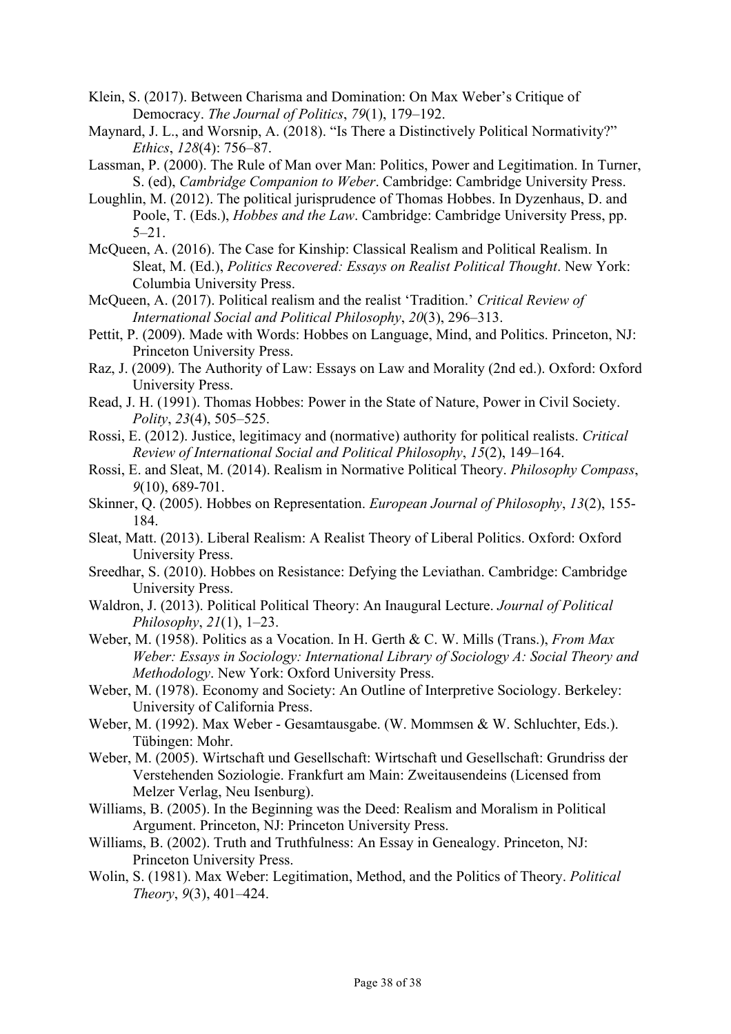Klein, S. (2017). Between Charisma and Domination: On Max Weber's Critique of Democracy. *The Journal of Politics*, *79*(1), 179–192.

Maynard, J. L., and Worsnip, A. (2018). "Is There a Distinctively Political Normativity?" *Ethics*, *128*(4): 756–87.

Lassman, P. (2000). The Rule of Man over Man: Politics, Power and Legitimation. In Turner, S. (ed), *Cambridge Companion to Weber*. Cambridge: Cambridge University Press.

Loughlin, M. (2012). The political jurisprudence of Thomas Hobbes. In Dyzenhaus, D. and Poole, T. (Eds.), *Hobbes and the Law*. Cambridge: Cambridge University Press, pp. 5–21.

McQueen, A. (2016). The Case for Kinship: Classical Realism and Political Realism. In Sleat, M. (Ed.), *Politics Recovered: Essays on Realist Political Thought*. New York: Columbia University Press.

McQueen, A. (2017). Political realism and the realist 'Tradition.' *Critical Review of International Social and Political Philosophy*, *20*(3), 296–313.

Pettit, P. (2009). Made with Words: Hobbes on Language, Mind, and Politics. Princeton, NJ: Princeton University Press.

Raz, J. (2009). The Authority of Law: Essays on Law and Morality (2nd ed.). Oxford: Oxford University Press.

Read, J. H. (1991). Thomas Hobbes: Power in the State of Nature, Power in Civil Society. *Polity*, *23*(4), 505–525.

Rossi, E. (2012). Justice, legitimacy and (normative) authority for political realists. *Critical Review of International Social and Political Philosophy*, *15*(2), 149–164.

Rossi, E. and Sleat, M. (2014). Realism in Normative Political Theory. *Philosophy Compass*, *9*(10), 689-701.

Skinner, Q. (2005). Hobbes on Representation. *European Journal of Philosophy*, *13*(2), 155-184.

Sleat, Matt. (2013). Liberal Realism: A Realist Theory of Liberal Politics. Oxford: Oxford University Press.

Sreedhar, S. (2010). Hobbes on Resistance: Defying the Leviathan. Cambridge: Cambridge University Press.

Waldron, J. (2013). Political Political Theory: An Inaugural Lecture. *Journal of Political Philosophy*, *21*(1), 1–23.

Weber, M. (1958). Politics as a Vocation. In H. Gerth & C. W. Mills (Trans.), *From Max Weber: Essays in Sociology: International Library of Sociology A: Social Theory and Methodology*. New York: Oxford University Press.

Weber, M. (1978). Economy and Society: An Outline of Interpretive Sociology. Berkeley: University of California Press.

Weber, M. (1992). Max Weber - Gesamtausgabe. (W. Mommsen & W. Schluchter, Eds.). Tübingen: Mohr.

Weber, M. (2005). Wirtschaft und Gesellschaft: Wirtschaft und Gesellschaft: Grundriss der Verstehenden Soziologie. Frankfurt am Main: Zweitausendeins (Licensed from Melzer Verlag, Neu Isenburg).

Williams, B. (2005). In the Beginning was the Deed: Realism and Moralism in Political Argument. Princeton, NJ: Princeton University Press.

Williams, B. (2002). Truth and Truthfulness: An Essay in Genealogy. Princeton, NJ: Princeton University Press.

Wolin, S. (1981). Max Weber: Legitimation, Method, and the Politics of Theory. *Political Theory*, *9*(3), 401–424.